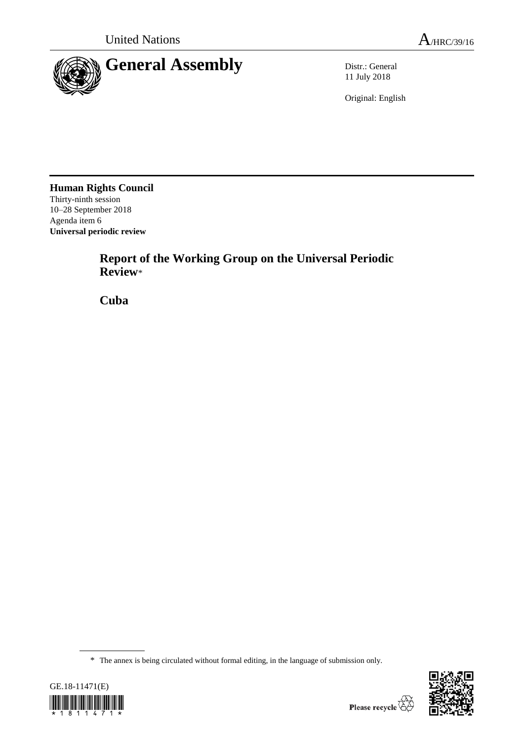United Nations

A/HRC/39/16

# General Assembly

Distr.: General
11 July 2018

Original: English

**Human Rights Council**
Thirty-ninth session
10–28 September 2018
Agenda item 6
**Universal periodic review**

## Report of the Working Group on the Universal Periodic Review*

## Cuba

* The annex is being circulated without formal editing, in the language of submission only.

GE.18-11471(E)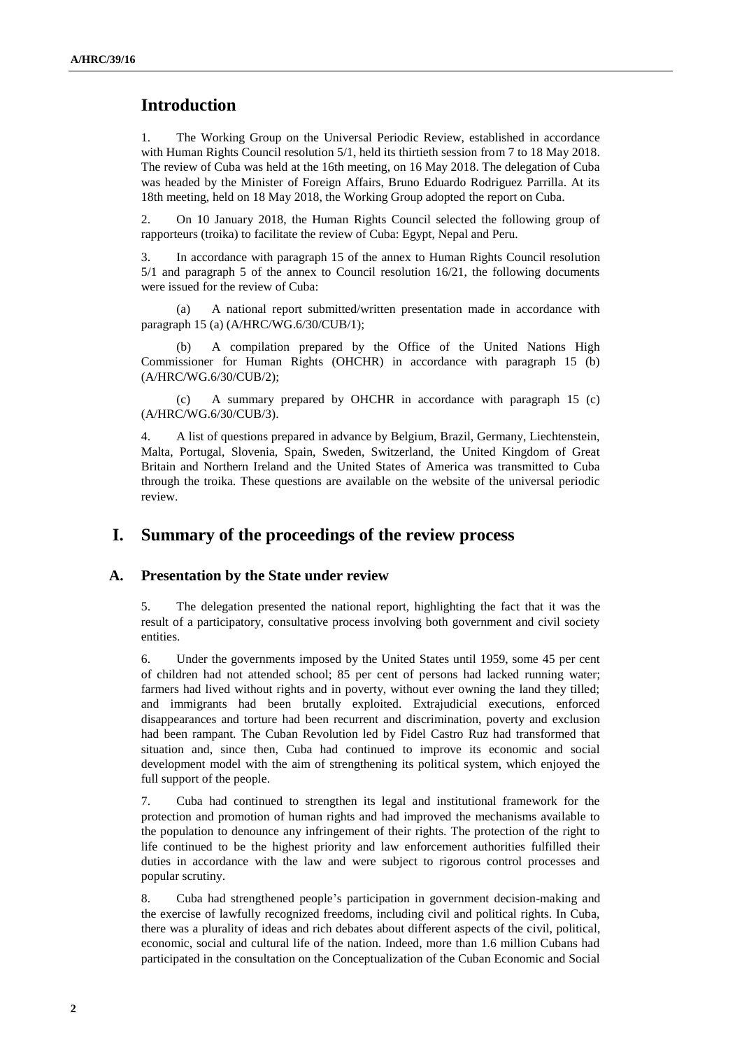# Introduction

1. The Working Group on the Universal Periodic Review, established in accordance with Human Rights Council resolution 5/1, held its thirtieth session from 7 to 18 May 2018. The review of Cuba was held at the 16th meeting, on 16 May 2018. The delegation of Cuba was headed by the Minister of Foreign Affairs, Bruno Eduardo Rodriguez Parrilla. At its 18th meeting, held on 18 May 2018, the Working Group adopted the report on Cuba.

2. On 10 January 2018, the Human Rights Council selected the following group of rapporteurs (troika) to facilitate the review of Cuba: Egypt, Nepal and Peru.

3. In accordance with paragraph 15 of the annex to Human Rights Council resolution 5/1 and paragraph 5 of the annex to Council resolution 16/21, the following documents were issued for the review of Cuba:

(a) A national report submitted/written presentation made in accordance with paragraph 15 (a) (A/HRC/WG.6/30/CUB/1);

(b) A compilation prepared by the Office of the United Nations High Commissioner for Human Rights (OHCHR) in accordance with paragraph 15 (b) (A/HRC/WG.6/30/CUB/2);

(c) A summary prepared by OHCHR in accordance with paragraph 15 (c) (A/HRC/WG.6/30/CUB/3).

4. A list of questions prepared in advance by Belgium, Brazil, Germany, Liechtenstein, Malta, Portugal, Slovenia, Spain, Sweden, Switzerland, the United Kingdom of Great Britain and Northern Ireland and the United States of America was transmitted to Cuba through the troika. These questions are available on the website of the universal periodic review.

# I. Summary of the proceedings of the review process

## A. Presentation by the State under review

5. The delegation presented the national report, highlighting the fact that it was the result of a participatory, consultative process involving both government and civil society entities.

6. Under the governments imposed by the United States until 1959, some 45 per cent of children had not attended school; 85 per cent of persons had lacked running water; farmers had lived without rights and in poverty, without ever owning the land they tilled; and immigrants had been brutally exploited. Extrajudicial executions, enforced disappearances and torture had been recurrent and discrimination, poverty and exclusion had been rampant. The Cuban Revolution led by Fidel Castro Ruz had transformed that situation and, since then, Cuba had continued to improve its economic and social development model with the aim of strengthening its political system, which enjoyed the full support of the people.

7. Cuba had continued to strengthen its legal and institutional framework for the protection and promotion of human rights and had improved the mechanisms available to the population to denounce any infringement of their rights. The protection of the right to life continued to be the highest priority and law enforcement authorities fulfilled their duties in accordance with the law and were subject to rigorous control processes and popular scrutiny.

8. Cuba had strengthened people's participation in government decision-making and the exercise of lawfully recognized freedoms, including civil and political rights. In Cuba, there was a plurality of ideas and rich debates about different aspects of the civil, political, economic, social and cultural life of the nation. Indeed, more than 1.6 million Cubans had participated in the consultation on the Conceptualization of the Cuban Economic and Social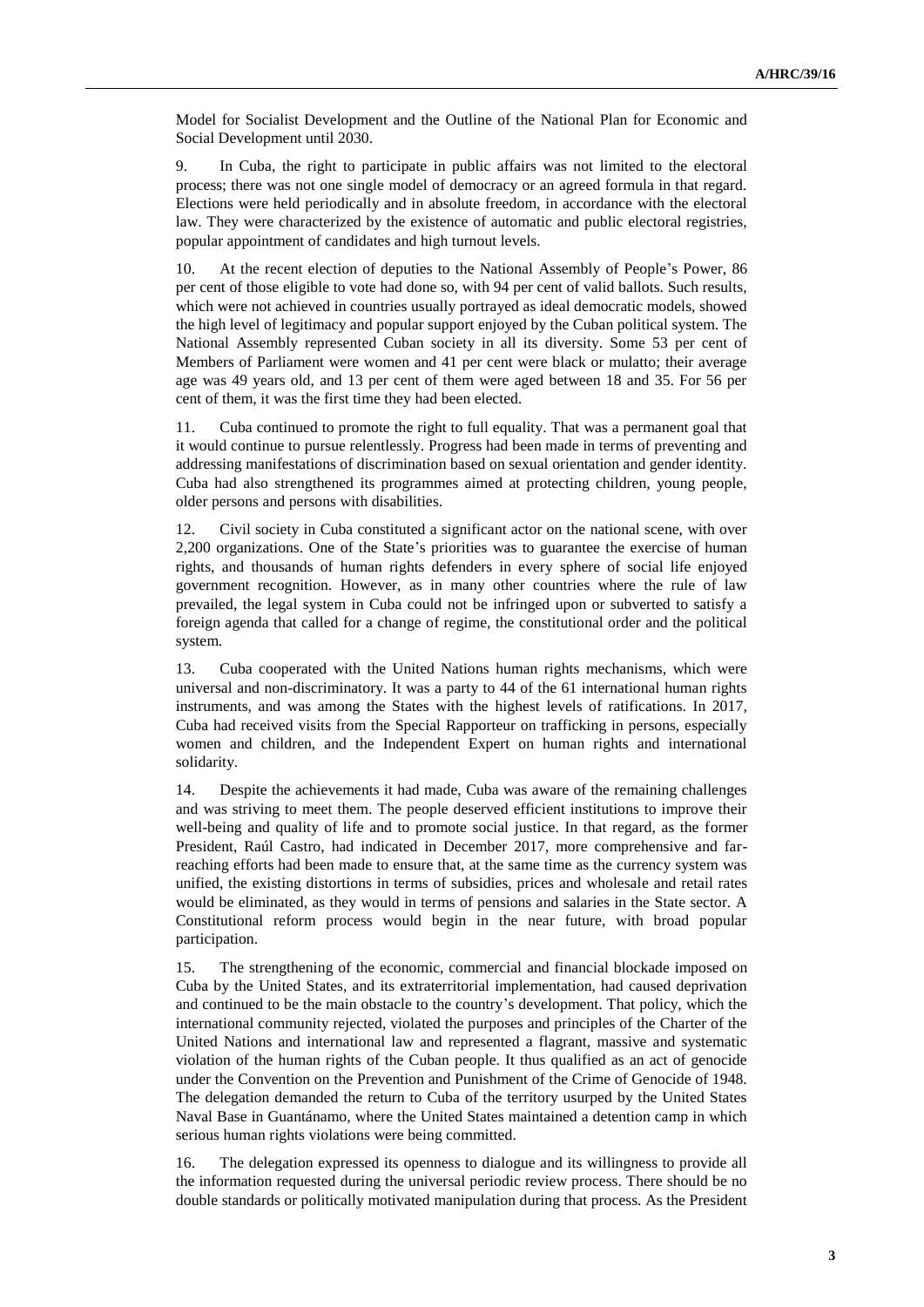Model for Socialist Development and the Outline of the National Plan for Economic and Social Development until 2030.

9. In Cuba, the right to participate in public affairs was not limited to the electoral process; there was not one single model of democracy or an agreed formula in that regard. Elections were held periodically and in absolute freedom, in accordance with the electoral law. They were characterized by the existence of automatic and public electoral registries, popular appointment of candidates and high turnout levels.

10. At the recent election of deputies to the National Assembly of People's Power, 86 per cent of those eligible to vote had done so, with 94 per cent of valid ballots. Such results, which were not achieved in countries usually portrayed as ideal democratic models, showed the high level of legitimacy and popular support enjoyed by the Cuban political system. The National Assembly represented Cuban society in all its diversity. Some 53 per cent of Members of Parliament were women and 41 per cent were black or mulatto; their average age was 49 years old, and 13 per cent of them were aged between 18 and 35. For 56 per cent of them, it was the first time they had been elected.

11. Cuba continued to promote the right to full equality. That was a permanent goal that it would continue to pursue relentlessly. Progress had been made in terms of preventing and addressing manifestations of discrimination based on sexual orientation and gender identity. Cuba had also strengthened its programmes aimed at protecting children, young people, older persons and persons with disabilities.

12. Civil society in Cuba constituted a significant actor on the national scene, with over 2,200 organizations. One of the State's priorities was to guarantee the exercise of human rights, and thousands of human rights defenders in every sphere of social life enjoyed government recognition. However, as in many other countries where the rule of law prevailed, the legal system in Cuba could not be infringed upon or subverted to satisfy a foreign agenda that called for a change of regime, the constitutional order and the political system.

13. Cuba cooperated with the United Nations human rights mechanisms, which were universal and non-discriminatory. It was a party to 44 of the 61 international human rights instruments, and was among the States with the highest levels of ratifications. In 2017, Cuba had received visits from the Special Rapporteur on trafficking in persons, especially women and children, and the Independent Expert on human rights and international solidarity.

14. Despite the achievements it had made, Cuba was aware of the remaining challenges and was striving to meet them. The people deserved efficient institutions to improve their well-being and quality of life and to promote social justice. In that regard, as the former President, Raúl Castro, had indicated in December 2017, more comprehensive and far-reaching efforts had been made to ensure that, at the same time as the currency system was unified, the existing distortions in terms of subsidies, prices and wholesale and retail rates would be eliminated, as they would in terms of pensions and salaries in the State sector. A Constitutional reform process would begin in the near future, with broad popular participation.

15. The strengthening of the economic, commercial and financial blockade imposed on Cuba by the United States, and its extraterritorial implementation, had caused deprivation and continued to be the main obstacle to the country's development. That policy, which the international community rejected, violated the purposes and principles of the Charter of the United Nations and international law and represented a flagrant, massive and systematic violation of the human rights of the Cuban people. It thus qualified as an act of genocide under the Convention on the Prevention and Punishment of the Crime of Genocide of 1948. The delegation demanded the return to Cuba of the territory usurped by the United States Naval Base in Guantánamo, where the United States maintained a detention camp in which serious human rights violations were being committed.

16. The delegation expressed its openness to dialogue and its willingness to provide all the information requested during the universal periodic review process. There should be no double standards or politically motivated manipulation during that process. As the President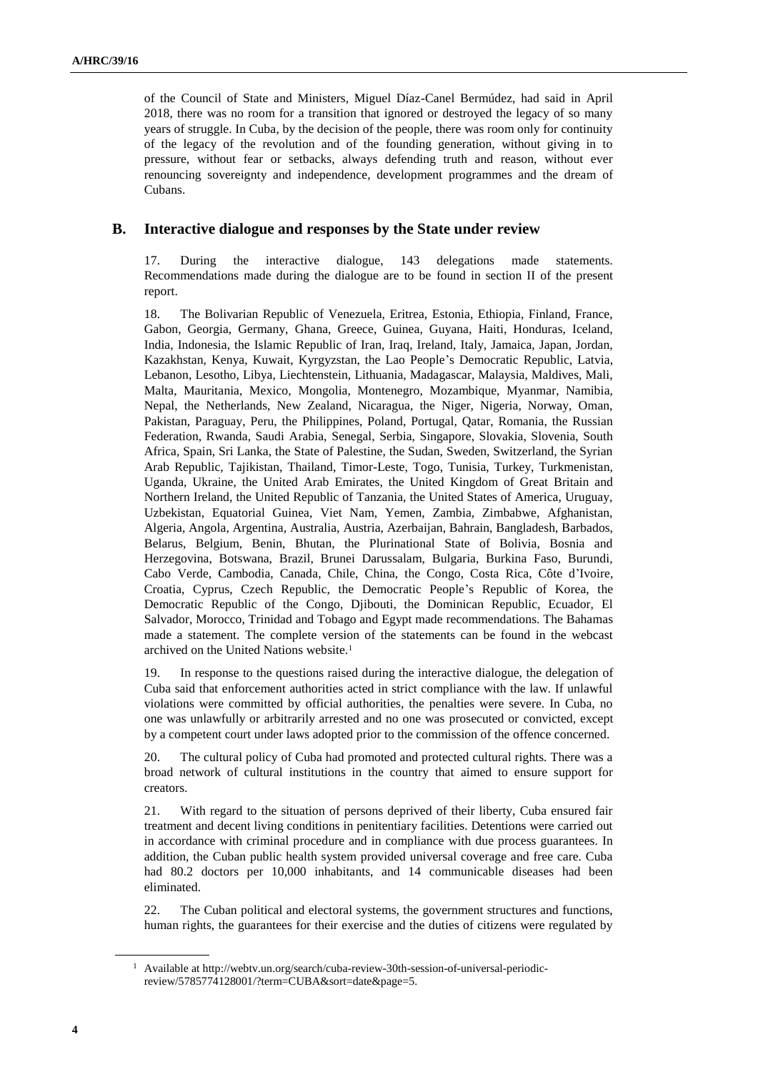of the Council of State and Ministers, Miguel Díaz-Canel Bermúdez, had said in April 2018, there was no room for a transition that ignored or destroyed the legacy of so many years of struggle. In Cuba, by the decision of the people, there was room only for continuity of the legacy of the revolution and of the founding generation, without giving in to pressure, without fear or setbacks, always defending truth and reason, without ever renouncing sovereignty and independence, development programmes and the dream of Cubans.

## B. Interactive dialogue and responses by the State under review

17. During the interactive dialogue, 143 delegations made statements. Recommendations made during the dialogue are to be found in section II of the present report.

18. The Bolivarian Republic of Venezuela, Eritrea, Estonia, Ethiopia, Finland, France, Gabon, Georgia, Germany, Ghana, Greece, Guinea, Guyana, Haiti, Honduras, Iceland, India, Indonesia, the Islamic Republic of Iran, Iraq, Ireland, Italy, Jamaica, Japan, Jordan, Kazakhstan, Kenya, Kuwait, Kyrgyzstan, the Lao People's Democratic Republic, Latvia, Lebanon, Lesotho, Libya, Liechtenstein, Lithuania, Madagascar, Malaysia, Maldives, Mali, Malta, Mauritania, Mexico, Mongolia, Montenegro, Mozambique, Myanmar, Namibia, Nepal, the Netherlands, New Zealand, Nicaragua, the Niger, Nigeria, Norway, Oman, Pakistan, Paraguay, Peru, the Philippines, Poland, Portugal, Qatar, Romania, the Russian Federation, Rwanda, Saudi Arabia, Senegal, Serbia, Singapore, Slovakia, Slovenia, South Africa, Spain, Sri Lanka, the State of Palestine, the Sudan, Sweden, Switzerland, the Syrian Arab Republic, Tajikistan, Thailand, Timor-Leste, Togo, Tunisia, Turkey, Turkmenistan, Uganda, Ukraine, the United Arab Emirates, the United Kingdom of Great Britain and Northern Ireland, the United Republic of Tanzania, the United States of America, Uruguay, Uzbekistan, Equatorial Guinea, Viet Nam, Yemen, Zambia, Zimbabwe, Afghanistan, Algeria, Angola, Argentina, Australia, Austria, Azerbaijan, Bahrain, Bangladesh, Barbados, Belarus, Belgium, Benin, Bhutan, the Plurinational State of Bolivia, Bosnia and Herzegovina, Botswana, Brazil, Brunei Darussalam, Bulgaria, Burkina Faso, Burundi, Cabo Verde, Cambodia, Canada, Chile, China, the Congo, Costa Rica, Côte d'Ivoire, Croatia, Cyprus, Czech Republic, the Democratic People's Republic of Korea, the Democratic Republic of the Congo, Djibouti, the Dominican Republic, Ecuador, El Salvador, Morocco, Trinidad and Tobago and Egypt made recommendations. The Bahamas made a statement. The complete version of the statements can be found in the webcast archived on the United Nations website.[1]

19. In response to the questions raised during the interactive dialogue, the delegation of Cuba said that enforcement authorities acted in strict compliance with the law. If unlawful violations were committed by official authorities, the penalties were severe. In Cuba, no one was unlawfully or arbitrarily arrested and no one was prosecuted or convicted, except by a competent court under laws adopted prior to the commission of the offence concerned.

20. The cultural policy of Cuba had promoted and protected cultural rights. There was a broad network of cultural institutions in the country that aimed to ensure support for creators.

21. With regard to the situation of persons deprived of their liberty, Cuba ensured fair treatment and decent living conditions in penitentiary facilities. Detentions were carried out in accordance with criminal procedure and in compliance with due process guarantees. In addition, the Cuban public health system provided universal coverage and free care. Cuba had 80.2 doctors per 10,000 inhabitants, and 14 communicable diseases had been eliminated.

22. The Cuban political and electoral systems, the government structures and functions, human rights, the guarantees for their exercise and the duties of citizens were regulated by

---

[1] Available at http://webtv.un.org/search/cuba-review-30th-session-of-universal-periodic-review/5785774128001/?term=CUBA&sort=date&page=5.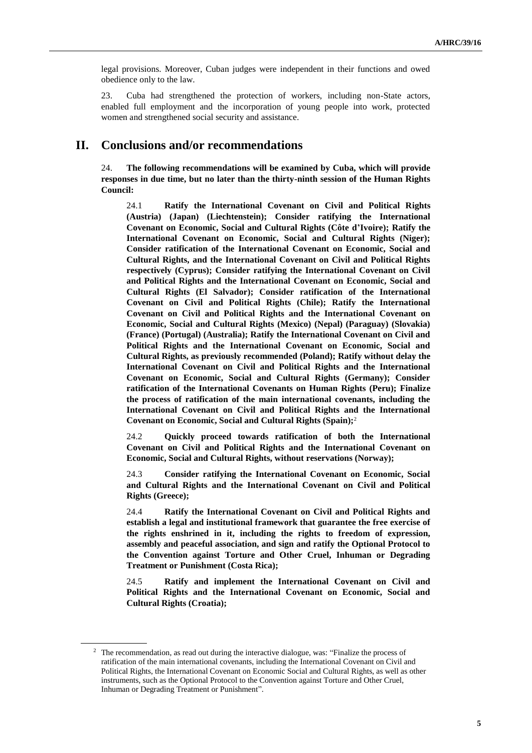legal provisions. Moreover, Cuban judges were independent in their functions and owed obedience only to the law.

23. Cuba had strengthened the protection of workers, including non-State actors, enabled full employment and the incorporation of young people into work, protected women and strengthened social security and assistance.

## II. Conclusions and/or recommendations

24. **The following recommendations will be examined by Cuba, which will provide responses in due time, but no later than the thirty-ninth session of the Human Rights Council:**

24.1 **Ratify the International Covenant on Civil and Political Rights (Austria) (Japan) (Liechtenstein); Consider ratifying the International Covenant on Economic, Social and Cultural Rights (Côte d'Ivoire); Ratify the International Covenant on Economic, Social and Cultural Rights (Niger); Consider ratification of the International Covenant on Economic, Social and Cultural Rights, and the International Covenant on Civil and Political Rights respectively (Cyprus); Consider ratifying the International Covenant on Civil and Political Rights and the International Covenant on Economic, Social and Cultural Rights (El Salvador); Consider ratification of the International Covenant on Civil and Political Rights (Chile); Ratify the International Covenant on Civil and Political Rights and the International Covenant on Economic, Social and Cultural Rights (Mexico) (Nepal) (Paraguay) (Slovakia) (France) (Portugal) (Australia); Ratify the International Covenant on Civil and Political Rights and the International Covenant on Economic, Social and Cultural Rights, as previously recommended (Poland); Ratify without delay the International Covenant on Civil and Political Rights and the International Covenant on Economic, Social and Cultural Rights (Germany); Consider ratification of the International Covenants on Human Rights (Peru); Finalize the process of ratification of the main international covenants, including the International Covenant on Civil and Political Rights and the International Covenant on Economic, Social and Cultural Rights (Spain);**[2]

24.2 **Quickly proceed towards ratification of both the International Covenant on Civil and Political Rights and the International Covenant on Economic, Social and Cultural Rights, without reservations (Norway);**

24.3 **Consider ratifying the International Covenant on Economic, Social and Cultural Rights and the International Covenant on Civil and Political Rights (Greece);**

24.4 **Ratify the International Covenant on Civil and Political Rights and establish a legal and institutional framework that guarantee the free exercise of the rights enshrined in it, including the rights to freedom of expression, assembly and peaceful association, and sign and ratify the Optional Protocol to the Convention against Torture and Other Cruel, Inhuman or Degrading Treatment or Punishment (Costa Rica);**

24.5 **Ratify and implement the International Covenant on Civil and Political Rights and the International Covenant on Economic, Social and Cultural Rights (Croatia);**

---

[2] The recommendation, as read out during the interactive dialogue, was: "Finalize the process of ratification of the main international covenants, including the International Covenant on Civil and Political Rights, the International Covenant on Economic Social and Cultural Rights, as well as other instruments, such as the Optional Protocol to the Convention against Torture and Other Cruel, Inhuman or Degrading Treatment or Punishment".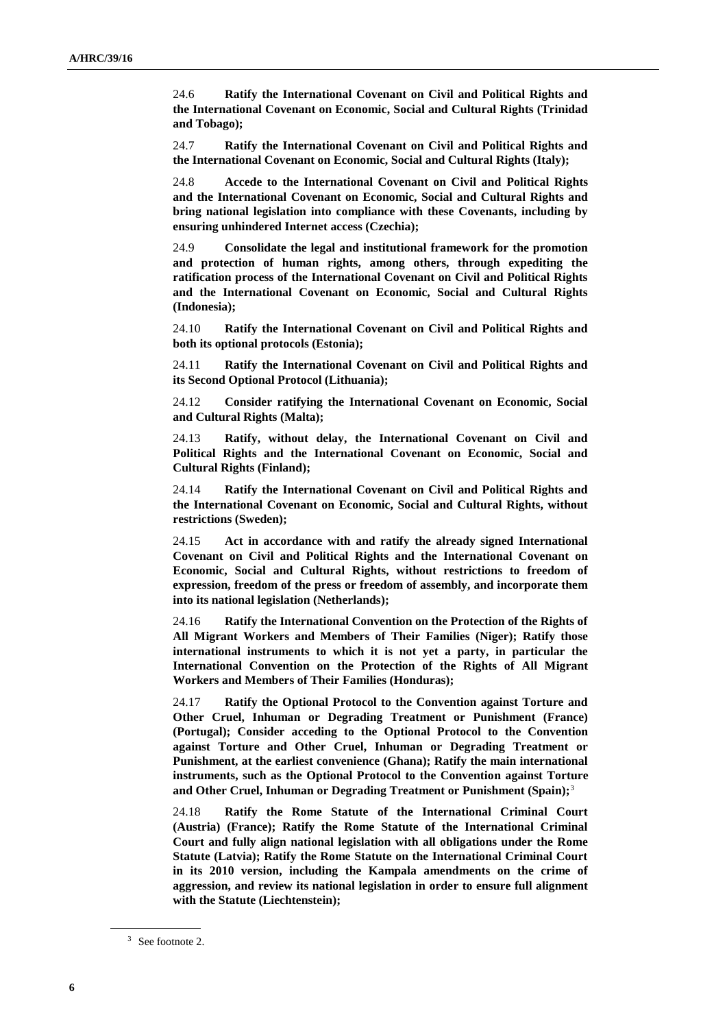24.6 **Ratify the International Covenant on Civil and Political Rights and the International Covenant on Economic, Social and Cultural Rights (Trinidad and Tobago);**

24.7 **Ratify the International Covenant on Civil and Political Rights and the International Covenant on Economic, Social and Cultural Rights (Italy);**

24.8 **Accede to the International Covenant on Civil and Political Rights and the International Covenant on Economic, Social and Cultural Rights and bring national legislation into compliance with these Covenants, including by ensuring unhindered Internet access (Czechia);**

24.9 **Consolidate the legal and institutional framework for the promotion and protection of human rights, among others, through expediting the ratification process of the International Covenant on Civil and Political Rights and the International Covenant on Economic, Social and Cultural Rights (Indonesia);**

24.10 **Ratify the International Covenant on Civil and Political Rights and both its optional protocols (Estonia);**

24.11 **Ratify the International Covenant on Civil and Political Rights and its Second Optional Protocol (Lithuania);**

24.12 **Consider ratifying the International Covenant on Economic, Social and Cultural Rights (Malta);**

24.13 **Ratify, without delay, the International Covenant on Civil and Political Rights and the International Covenant on Economic, Social and Cultural Rights (Finland);**

24.14 **Ratify the International Covenant on Civil and Political Rights and the International Covenant on Economic, Social and Cultural Rights, without restrictions (Sweden);**

24.15 **Act in accordance with and ratify the already signed International Covenant on Civil and Political Rights and the International Covenant on Economic, Social and Cultural Rights, without restrictions to freedom of expression, freedom of the press or freedom of assembly, and incorporate them into its national legislation (Netherlands);**

24.16 **Ratify the International Convention on the Protection of the Rights of All Migrant Workers and Members of Their Families (Niger); Ratify those international instruments to which it is not yet a party, in particular the International Convention on the Protection of the Rights of All Migrant Workers and Members of Their Families (Honduras);**

24.17 **Ratify the Optional Protocol to the Convention against Torture and Other Cruel, Inhuman or Degrading Treatment or Punishment (France) (Portugal); Consider acceding to the Optional Protocol to the Convention against Torture and Other Cruel, Inhuman or Degrading Treatment or Punishment, at the earliest convenience (Ghana); Ratify the main international instruments, such as the Optional Protocol to the Convention against Torture and Other Cruel, Inhuman or Degrading Treatment or Punishment (Spain);**[3]

24.18 **Ratify the Rome Statute of the International Criminal Court (Austria) (France); Ratify the Rome Statute of the International Criminal Court and fully align national legislation with all obligations under the Rome Statute (Latvia); Ratify the Rome Statute on the International Criminal Court in its 2010 version, including the Kampala amendments on the crime of aggression, and review its national legislation in order to ensure full alignment with the Statute (Liechtenstein);**

[3] See footnote 2.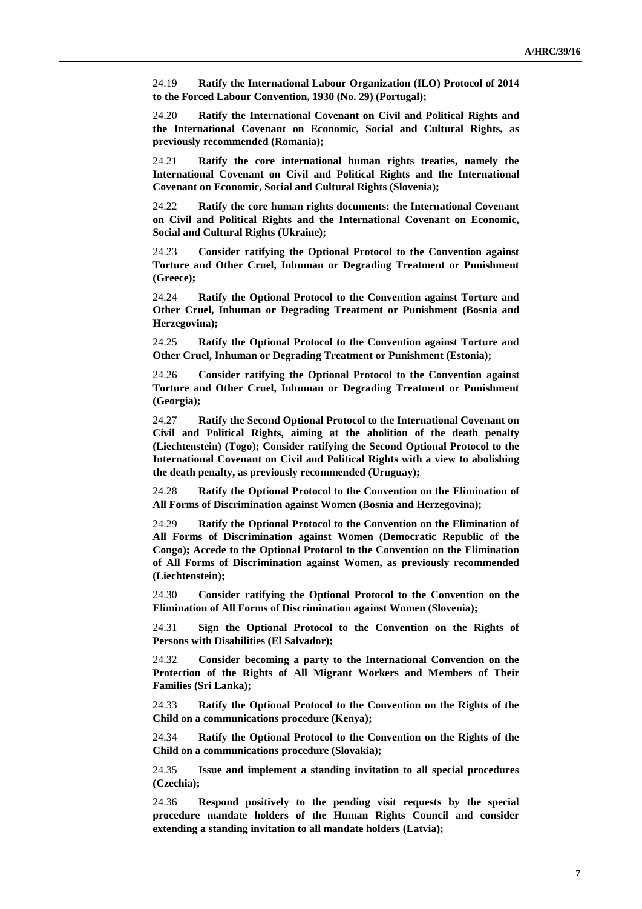24.19 **Ratify the International Labour Organization (ILO) Protocol of 2014 to the Forced Labour Convention, 1930 (No. 29) (Portugal);**

24.20 **Ratify the International Covenant on Civil and Political Rights and the International Covenant on Economic, Social and Cultural Rights, as previously recommended (Romania);**

24.21 **Ratify the core international human rights treaties, namely the International Covenant on Civil and Political Rights and the International Covenant on Economic, Social and Cultural Rights (Slovenia);**

24.22 **Ratify the core human rights documents: the International Covenant on Civil and Political Rights and the International Covenant on Economic, Social and Cultural Rights (Ukraine);**

24.23 **Consider ratifying the Optional Protocol to the Convention against Torture and Other Cruel, Inhuman or Degrading Treatment or Punishment (Greece);**

24.24 **Ratify the Optional Protocol to the Convention against Torture and Other Cruel, Inhuman or Degrading Treatment or Punishment (Bosnia and Herzegovina);**

24.25 **Ratify the Optional Protocol to the Convention against Torture and Other Cruel, Inhuman or Degrading Treatment or Punishment (Estonia);**

24.26 **Consider ratifying the Optional Protocol to the Convention against Torture and Other Cruel, Inhuman or Degrading Treatment or Punishment (Georgia);**

24.27 **Ratify the Second Optional Protocol to the International Covenant on Civil and Political Rights, aiming at the abolition of the death penalty (Liechtenstein) (Togo); Consider ratifying the Second Optional Protocol to the International Covenant on Civil and Political Rights with a view to abolishing the death penalty, as previously recommended (Uruguay);**

24.28 **Ratify the Optional Protocol to the Convention on the Elimination of All Forms of Discrimination against Women (Bosnia and Herzegovina);**

24.29 **Ratify the Optional Protocol to the Convention on the Elimination of All Forms of Discrimination against Women (Democratic Republic of the Congo); Accede to the Optional Protocol to the Convention on the Elimination of All Forms of Discrimination against Women, as previously recommended (Liechtenstein);**

24.30 **Consider ratifying the Optional Protocol to the Convention on the Elimination of All Forms of Discrimination against Women (Slovenia);**

24.31 **Sign the Optional Protocol to the Convention on the Rights of Persons with Disabilities (El Salvador);**

24.32 **Consider becoming a party to the International Convention on the Protection of the Rights of All Migrant Workers and Members of Their Families (Sri Lanka);**

24.33 **Ratify the Optional Protocol to the Convention on the Rights of the Child on a communications procedure (Kenya);**

24.34 **Ratify the Optional Protocol to the Convention on the Rights of the Child on a communications procedure (Slovakia);**

24.35 **Issue and implement a standing invitation to all special procedures (Czechia);**

24.36 **Respond positively to the pending visit requests by the special procedure mandate holders of the Human Rights Council and consider extending a standing invitation to all mandate holders (Latvia);**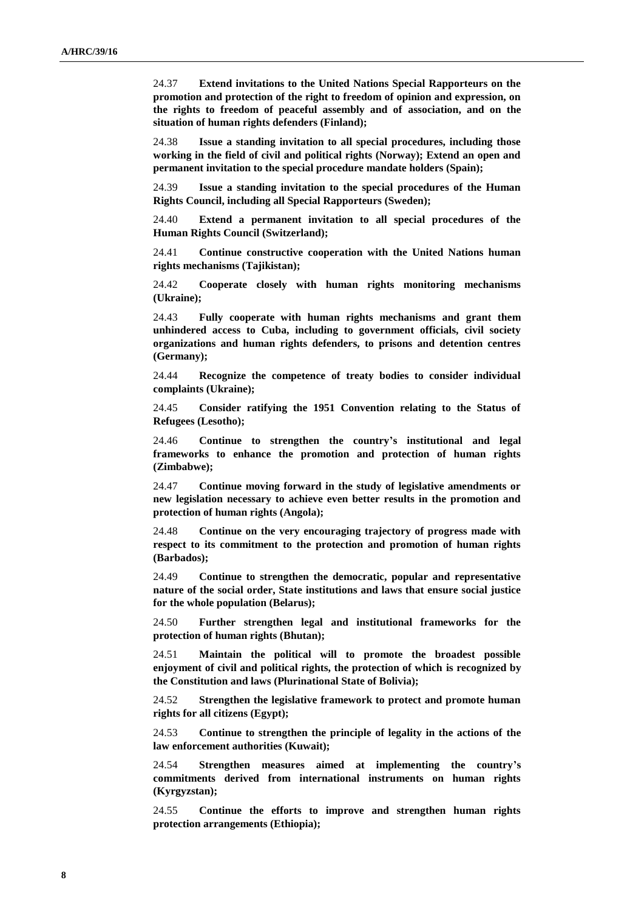24.37 **Extend invitations to the United Nations Special Rapporteurs on the promotion and protection of the right to freedom of opinion and expression, on the rights to freedom of peaceful assembly and of association, and on the situation of human rights defenders (Finland);**

24.38 **Issue a standing invitation to all special procedures, including those working in the field of civil and political rights (Norway); Extend an open and permanent invitation to the special procedure mandate holders (Spain);**

24.39 **Issue a standing invitation to the special procedures of the Human Rights Council, including all Special Rapporteurs (Sweden);**

24.40 **Extend a permanent invitation to all special procedures of the Human Rights Council (Switzerland);**

24.41 **Continue constructive cooperation with the United Nations human rights mechanisms (Tajikistan);**

24.42 **Cooperate closely with human rights monitoring mechanisms (Ukraine);**

24.43 **Fully cooperate with human rights mechanisms and grant them unhindered access to Cuba, including to government officials, civil society organizations and human rights defenders, to prisons and detention centres (Germany);**

24.44 **Recognize the competence of treaty bodies to consider individual complaints (Ukraine);**

24.45 **Consider ratifying the 1951 Convention relating to the Status of Refugees (Lesotho);**

24.46 **Continue to strengthen the country's institutional and legal frameworks to enhance the promotion and protection of human rights (Zimbabwe);**

24.47 **Continue moving forward in the study of legislative amendments or new legislation necessary to achieve even better results in the promotion and protection of human rights (Angola);**

24.48 **Continue on the very encouraging trajectory of progress made with respect to its commitment to the protection and promotion of human rights (Barbados);**

24.49 **Continue to strengthen the democratic, popular and representative nature of the social order, State institutions and laws that ensure social justice for the whole population (Belarus);**

24.50 **Further strengthen legal and institutional frameworks for the protection of human rights (Bhutan);**

24.51 **Maintain the political will to promote the broadest possible enjoyment of civil and political rights, the protection of which is recognized by the Constitution and laws (Plurinational State of Bolivia);**

24.52 **Strengthen the legislative framework to protect and promote human rights for all citizens (Egypt);**

24.53 **Continue to strengthen the principle of legality in the actions of the law enforcement authorities (Kuwait);**

24.54 **Strengthen measures aimed at implementing the country's commitments derived from international instruments on human rights (Kyrgyzstan);**

24.55 **Continue the efforts to improve and strengthen human rights protection arrangements (Ethiopia);**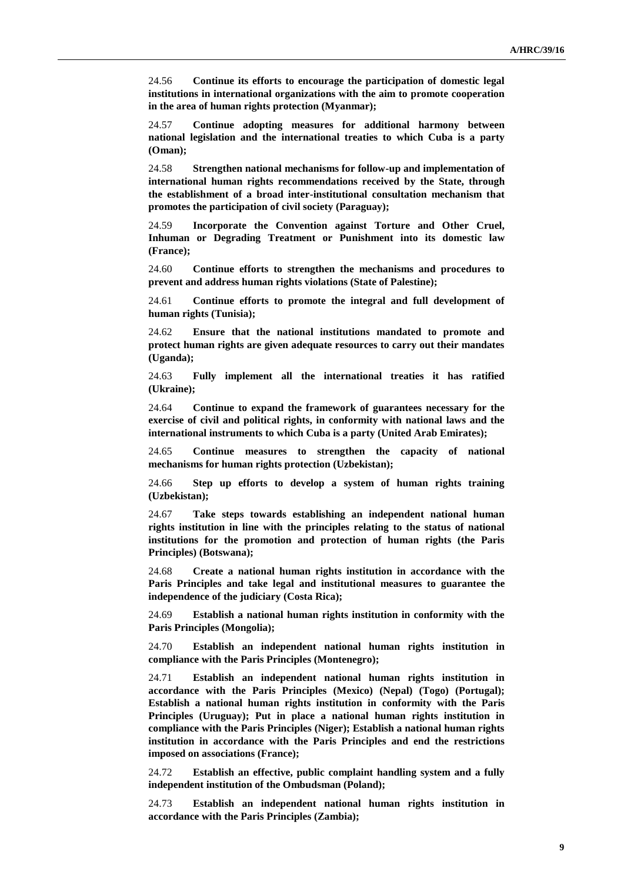24.56 **Continue its efforts to encourage the participation of domestic legal institutions in international organizations with the aim to promote cooperation in the area of human rights protection (Myanmar);**

24.57 **Continue adopting measures for additional harmony between national legislation and the international treaties to which Cuba is a party (Oman);**

24.58 **Strengthen national mechanisms for follow-up and implementation of international human rights recommendations received by the State, through the establishment of a broad inter-institutional consultation mechanism that promotes the participation of civil society (Paraguay);**

24.59 **Incorporate the Convention against Torture and Other Cruel, Inhuman or Degrading Treatment or Punishment into its domestic law (France);**

24.60 **Continue efforts to strengthen the mechanisms and procedures to prevent and address human rights violations (State of Palestine);**

24.61 **Continue efforts to promote the integral and full development of human rights (Tunisia);**

24.62 **Ensure that the national institutions mandated to promote and protect human rights are given adequate resources to carry out their mandates (Uganda);**

24.63 **Fully implement all the international treaties it has ratified (Ukraine);**

24.64 **Continue to expand the framework of guarantees necessary for the exercise of civil and political rights, in conformity with national laws and the international instruments to which Cuba is a party (United Arab Emirates);**

24.65 **Continue measures to strengthen the capacity of national mechanisms for human rights protection (Uzbekistan);**

24.66 **Step up efforts to develop a system of human rights training (Uzbekistan);**

24.67 **Take steps towards establishing an independent national human rights institution in line with the principles relating to the status of national institutions for the promotion and protection of human rights (the Paris Principles) (Botswana);**

24.68 **Create a national human rights institution in accordance with the Paris Principles and take legal and institutional measures to guarantee the independence of the judiciary (Costa Rica);**

24.69 **Establish a national human rights institution in conformity with the Paris Principles (Mongolia);**

24.70 **Establish an independent national human rights institution in compliance with the Paris Principles (Montenegro);**

24.71 **Establish an independent national human rights institution in accordance with the Paris Principles (Mexico) (Nepal) (Togo) (Portugal); Establish a national human rights institution in conformity with the Paris Principles (Uruguay); Put in place a national human rights institution in compliance with the Paris Principles (Niger); Establish a national human rights institution in accordance with the Paris Principles and end the restrictions imposed on associations (France);**

24.72 **Establish an effective, public complaint handling system and a fully independent institution of the Ombudsman (Poland);**

24.73 **Establish an independent national human rights institution in accordance with the Paris Principles (Zambia);**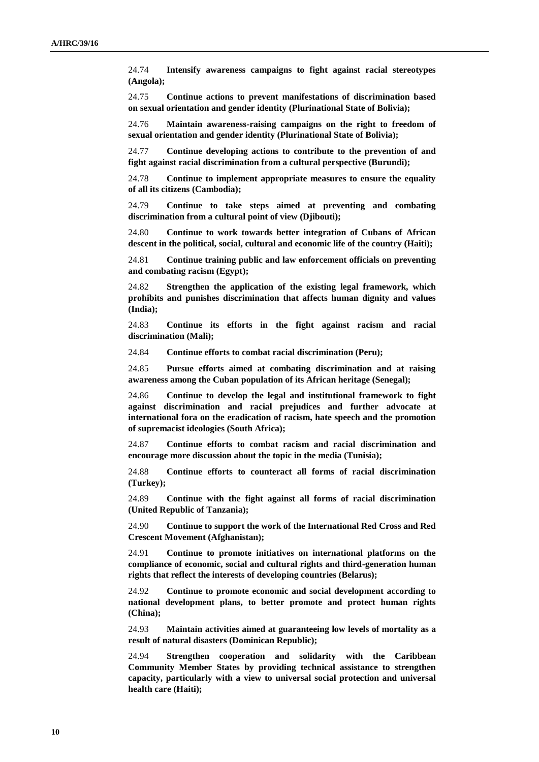24.74 **Intensify awareness campaigns to fight against racial stereotypes (Angola);**

24.75 **Continue actions to prevent manifestations of discrimination based on sexual orientation and gender identity (Plurinational State of Bolivia);**

24.76 **Maintain awareness-raising campaigns on the right to freedom of sexual orientation and gender identity (Plurinational State of Bolivia);**

24.77 **Continue developing actions to contribute to the prevention of and fight against racial discrimination from a cultural perspective (Burundi);**

24.78 **Continue to implement appropriate measures to ensure the equality of all its citizens (Cambodia);**

24.79 **Continue to take steps aimed at preventing and combating discrimination from a cultural point of view (Djibouti);**

24.80 **Continue to work towards better integration of Cubans of African descent in the political, social, cultural and economic life of the country (Haiti);**

24.81 **Continue training public and law enforcement officials on preventing and combating racism (Egypt);**

24.82 **Strengthen the application of the existing legal framework, which prohibits and punishes discrimination that affects human dignity and values (India);**

24.83 **Continue its efforts in the fight against racism and racial discrimination (Mali);**

24.84 **Continue efforts to combat racial discrimination (Peru);**

24.85 **Pursue efforts aimed at combating discrimination and at raising awareness among the Cuban population of its African heritage (Senegal);**

24.86 **Continue to develop the legal and institutional framework to fight against discrimination and racial prejudices and further advocate at international fora on the eradication of racism, hate speech and the promotion of supremacist ideologies (South Africa);**

24.87 **Continue efforts to combat racism and racial discrimination and encourage more discussion about the topic in the media (Tunisia);**

24.88 **Continue efforts to counteract all forms of racial discrimination (Turkey);**

24.89 **Continue with the fight against all forms of racial discrimination (United Republic of Tanzania);**

24.90 **Continue to support the work of the International Red Cross and Red Crescent Movement (Afghanistan);**

24.91 **Continue to promote initiatives on international platforms on the compliance of economic, social and cultural rights and third-generation human rights that reflect the interests of developing countries (Belarus);**

24.92 **Continue to promote economic and social development according to national development plans, to better promote and protect human rights (China);**

24.93 **Maintain activities aimed at guaranteeing low levels of mortality as a result of natural disasters (Dominican Republic);**

24.94 **Strengthen cooperation and solidarity with the Caribbean Community Member States by providing technical assistance to strengthen capacity, particularly with a view to universal social protection and universal health care (Haiti);**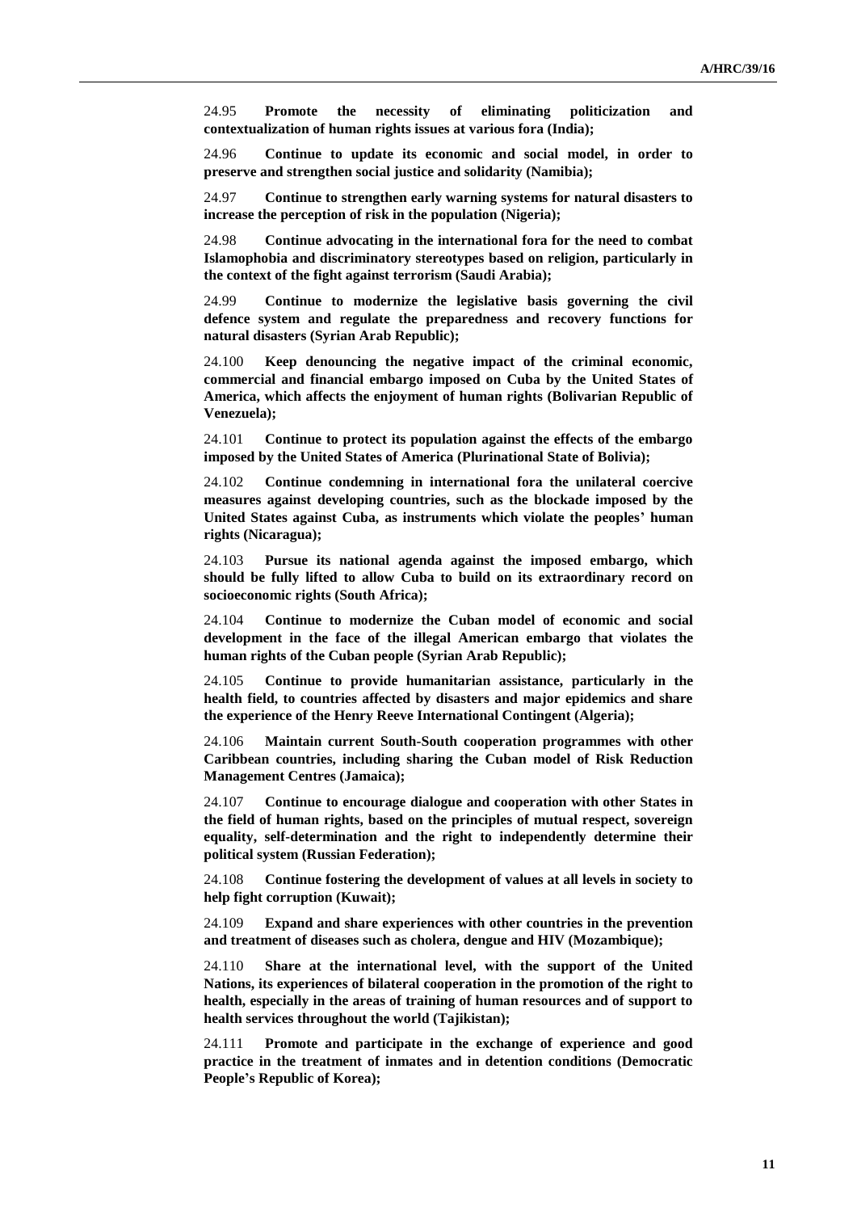24.95 **Promote the necessity of eliminating politicization and contextualization of human rights issues at various fora (India);**

24.96 **Continue to update its economic and social model, in order to preserve and strengthen social justice and solidarity (Namibia);**

24.97 **Continue to strengthen early warning systems for natural disasters to increase the perception of risk in the population (Nigeria);**

24.98 **Continue advocating in the international fora for the need to combat Islamophobia and discriminatory stereotypes based on religion, particularly in the context of the fight against terrorism (Saudi Arabia);**

24.99 **Continue to modernize the legislative basis governing the civil defence system and regulate the preparedness and recovery functions for natural disasters (Syrian Arab Republic);**

24.100 **Keep denouncing the negative impact of the criminal economic, commercial and financial embargo imposed on Cuba by the United States of America, which affects the enjoyment of human rights (Bolivarian Republic of Venezuela);**

24.101 **Continue to protect its population against the effects of the embargo imposed by the United States of America (Plurinational State of Bolivia);**

24.102 **Continue condemning in international fora the unilateral coercive measures against developing countries, such as the blockade imposed by the United States against Cuba, as instruments which violate the peoples' human rights (Nicaragua);**

24.103 **Pursue its national agenda against the imposed embargo, which should be fully lifted to allow Cuba to build on its extraordinary record on socioeconomic rights (South Africa);**

24.104 **Continue to modernize the Cuban model of economic and social development in the face of the illegal American embargo that violates the human rights of the Cuban people (Syrian Arab Republic);**

24.105 **Continue to provide humanitarian assistance, particularly in the health field, to countries affected by disasters and major epidemics and share the experience of the Henry Reeve International Contingent (Algeria);**

24.106 **Maintain current South-South cooperation programmes with other Caribbean countries, including sharing the Cuban model of Risk Reduction Management Centres (Jamaica);**

24.107 **Continue to encourage dialogue and cooperation with other States in the field of human rights, based on the principles of mutual respect, sovereign equality, self-determination and the right to independently determine their political system (Russian Federation);**

24.108 **Continue fostering the development of values at all levels in society to help fight corruption (Kuwait);**

24.109 **Expand and share experiences with other countries in the prevention and treatment of diseases such as cholera, dengue and HIV (Mozambique);**

24.110 **Share at the international level, with the support of the United Nations, its experiences of bilateral cooperation in the promotion of the right to health, especially in the areas of training of human resources and of support to health services throughout the world (Tajikistan);**

24.111 **Promote and participate in the exchange of experience and good practice in the treatment of inmates and in detention conditions (Democratic People's Republic of Korea);**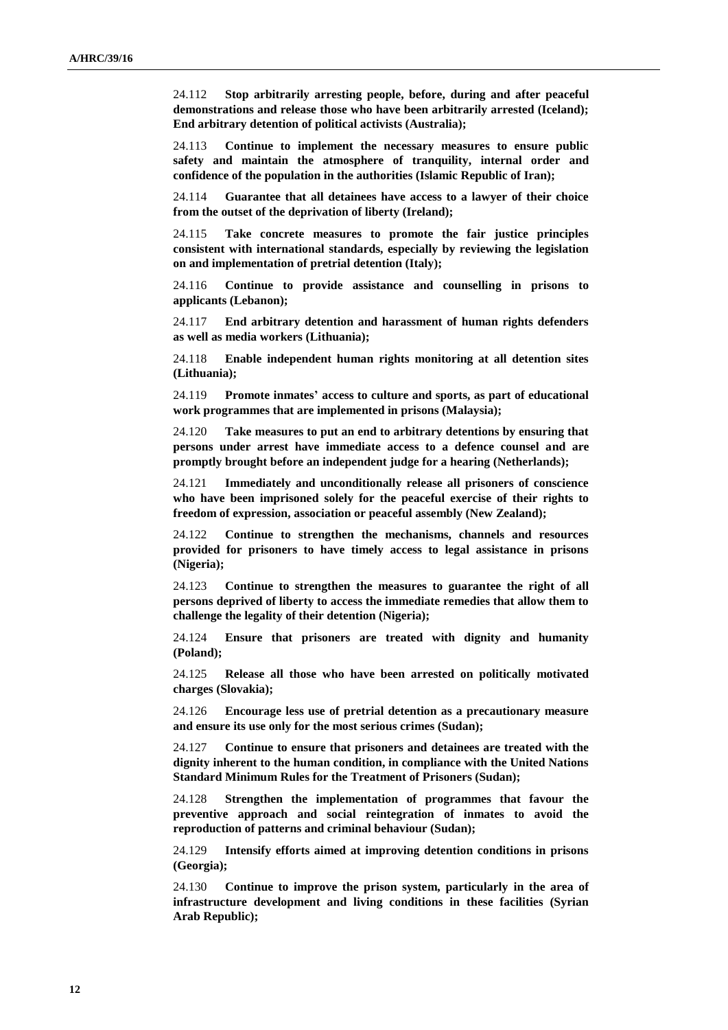24.112 **Stop arbitrarily arresting people, before, during and after peaceful demonstrations and release those who have been arbitrarily arrested (Iceland); End arbitrary detention of political activists (Australia);**

24.113 **Continue to implement the necessary measures to ensure public safety and maintain the atmosphere of tranquility, internal order and confidence of the population in the authorities (Islamic Republic of Iran);**

24.114 **Guarantee that all detainees have access to a lawyer of their choice from the outset of the deprivation of liberty (Ireland);**

24.115 **Take concrete measures to promote the fair justice principles consistent with international standards, especially by reviewing the legislation on and implementation of pretrial detention (Italy);**

24.116 **Continue to provide assistance and counselling in prisons to applicants (Lebanon);**

24.117 **End arbitrary detention and harassment of human rights defenders as well as media workers (Lithuania);**

24.118 **Enable independent human rights monitoring at all detention sites (Lithuania);**

24.119 **Promote inmates' access to culture and sports, as part of educational work programmes that are implemented in prisons (Malaysia);**

24.120 **Take measures to put an end to arbitrary detentions by ensuring that persons under arrest have immediate access to a defence counsel and are promptly brought before an independent judge for a hearing (Netherlands);**

24.121 **Immediately and unconditionally release all prisoners of conscience who have been imprisoned solely for the peaceful exercise of their rights to freedom of expression, association or peaceful assembly (New Zealand);**

24.122 **Continue to strengthen the mechanisms, channels and resources provided for prisoners to have timely access to legal assistance in prisons (Nigeria);**

24.123 **Continue to strengthen the measures to guarantee the right of all persons deprived of liberty to access the immediate remedies that allow them to challenge the legality of their detention (Nigeria);**

24.124 **Ensure that prisoners are treated with dignity and humanity (Poland);**

24.125 **Release all those who have been arrested on politically motivated charges (Slovakia);**

24.126 **Encourage less use of pretrial detention as a precautionary measure and ensure its use only for the most serious crimes (Sudan);**

24.127 **Continue to ensure that prisoners and detainees are treated with the dignity inherent to the human condition, in compliance with the United Nations Standard Minimum Rules for the Treatment of Prisoners (Sudan);**

24.128 **Strengthen the implementation of programmes that favour the preventive approach and social reintegration of inmates to avoid the reproduction of patterns and criminal behaviour (Sudan);**

24.129 **Intensify efforts aimed at improving detention conditions in prisons (Georgia);**

24.130 **Continue to improve the prison system, particularly in the area of infrastructure development and living conditions in these facilities (Syrian Arab Republic);**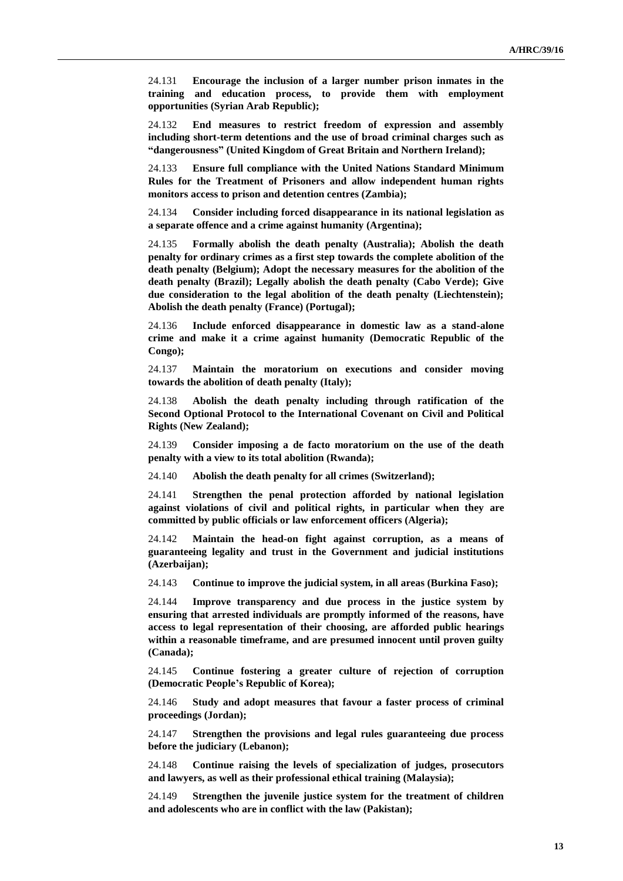24.131 **Encourage the inclusion of a larger number prison inmates in the training and education process, to provide them with employment opportunities (Syrian Arab Republic);**

24.132 **End measures to restrict freedom of expression and assembly including short-term detentions and the use of broad criminal charges such as "dangerousness" (United Kingdom of Great Britain and Northern Ireland);**

24.133 **Ensure full compliance with the United Nations Standard Minimum Rules for the Treatment of Prisoners and allow independent human rights monitors access to prison and detention centres (Zambia);**

24.134 **Consider including forced disappearance in its national legislation as a separate offence and a crime against humanity (Argentina);**

24.135 **Formally abolish the death penalty (Australia); Abolish the death penalty for ordinary crimes as a first step towards the complete abolition of the death penalty (Belgium); Adopt the necessary measures for the abolition of the death penalty (Brazil); Legally abolish the death penalty (Cabo Verde); Give due consideration to the legal abolition of the death penalty (Liechtenstein); Abolish the death penalty (France) (Portugal);**

24.136 **Include enforced disappearance in domestic law as a stand-alone crime and make it a crime against humanity (Democratic Republic of the Congo);**

24.137 **Maintain the moratorium on executions and consider moving towards the abolition of death penalty (Italy);**

24.138 **Abolish the death penalty including through ratification of the Second Optional Protocol to the International Covenant on Civil and Political Rights (New Zealand);**

24.139 **Consider imposing a de facto moratorium on the use of the death penalty with a view to its total abolition (Rwanda);**

24.140 **Abolish the death penalty for all crimes (Switzerland);**

24.141 **Strengthen the penal protection afforded by national legislation against violations of civil and political rights, in particular when they are committed by public officials or law enforcement officers (Algeria);**

24.142 **Maintain the head-on fight against corruption, as a means of guaranteeing legality and trust in the Government and judicial institutions (Azerbaijan);**

24.143 **Continue to improve the judicial system, in all areas (Burkina Faso);**

24.144 **Improve transparency and due process in the justice system by ensuring that arrested individuals are promptly informed of the reasons, have access to legal representation of their choosing, are afforded public hearings within a reasonable timeframe, and are presumed innocent until proven guilty (Canada);**

24.145 **Continue fostering a greater culture of rejection of corruption (Democratic People's Republic of Korea);**

24.146 **Study and adopt measures that favour a faster process of criminal proceedings (Jordan);**

24.147 **Strengthen the provisions and legal rules guaranteeing due process before the judiciary (Lebanon);**

24.148 **Continue raising the levels of specialization of judges, prosecutors and lawyers, as well as their professional ethical training (Malaysia);**

24.149 **Strengthen the juvenile justice system for the treatment of children and adolescents who are in conflict with the law (Pakistan);**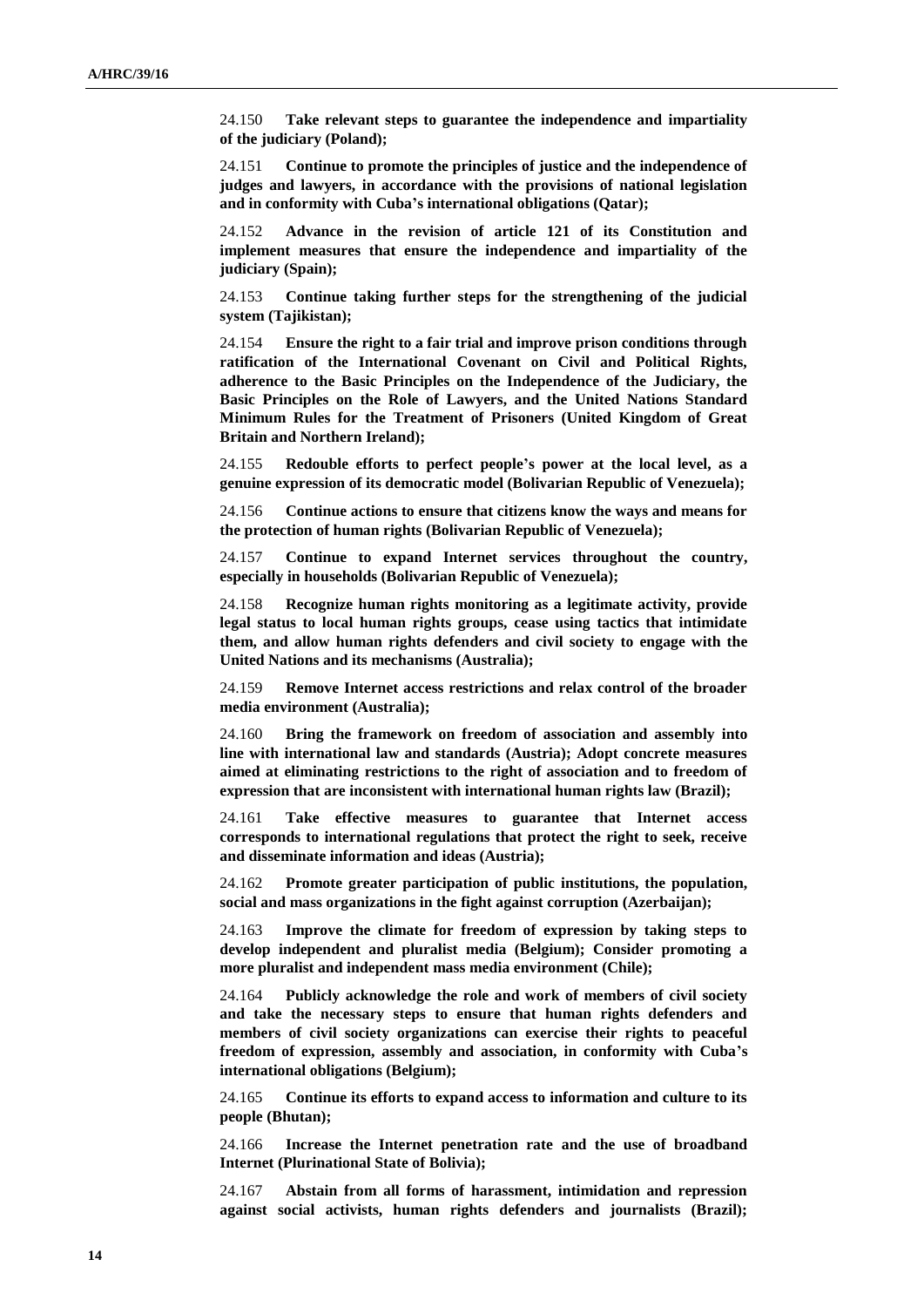24.150 **Take relevant steps to guarantee the independence and impartiality of the judiciary (Poland);**

24.151 **Continue to promote the principles of justice and the independence of judges and lawyers, in accordance with the provisions of national legislation and in conformity with Cuba's international obligations (Qatar);**

24.152 **Advance in the revision of article 121 of its Constitution and implement measures that ensure the independence and impartiality of the judiciary (Spain);**

24.153 **Continue taking further steps for the strengthening of the judicial system (Tajikistan);**

24.154 **Ensure the right to a fair trial and improve prison conditions through ratification of the International Covenant on Civil and Political Rights, adherence to the Basic Principles on the Independence of the Judiciary, the Basic Principles on the Role of Lawyers, and the United Nations Standard Minimum Rules for the Treatment of Prisoners (United Kingdom of Great Britain and Northern Ireland);**

24.155 **Redouble efforts to perfect people's power at the local level, as a genuine expression of its democratic model (Bolivarian Republic of Venezuela);**

24.156 **Continue actions to ensure that citizens know the ways and means for the protection of human rights (Bolivarian Republic of Venezuela);**

24.157 **Continue to expand Internet services throughout the country, especially in households (Bolivarian Republic of Venezuela);**

24.158 **Recognize human rights monitoring as a legitimate activity, provide legal status to local human rights groups, cease using tactics that intimidate them, and allow human rights defenders and civil society to engage with the United Nations and its mechanisms (Australia);**

24.159 **Remove Internet access restrictions and relax control of the broader media environment (Australia);**

24.160 **Bring the framework on freedom of association and assembly into line with international law and standards (Austria); Adopt concrete measures aimed at eliminating restrictions to the right of association and to freedom of expression that are inconsistent with international human rights law (Brazil);**

24.161 **Take effective measures to guarantee that Internet access corresponds to international regulations that protect the right to seek, receive and disseminate information and ideas (Austria);**

24.162 **Promote greater participation of public institutions, the population, social and mass organizations in the fight against corruption (Azerbaijan);**

24.163 **Improve the climate for freedom of expression by taking steps to develop independent and pluralist media (Belgium); Consider promoting a more pluralist and independent mass media environment (Chile);**

24.164 **Publicly acknowledge the role and work of members of civil society and take the necessary steps to ensure that human rights defenders and members of civil society organizations can exercise their rights to peaceful freedom of expression, assembly and association, in conformity with Cuba's international obligations (Belgium);**

24.165 **Continue its efforts to expand access to information and culture to its people (Bhutan);**

24.166 **Increase the Internet penetration rate and the use of broadband Internet (Plurinational State of Bolivia);**

24.167 **Abstain from all forms of harassment, intimidation and repression against social activists, human rights defenders and journalists (Brazil);**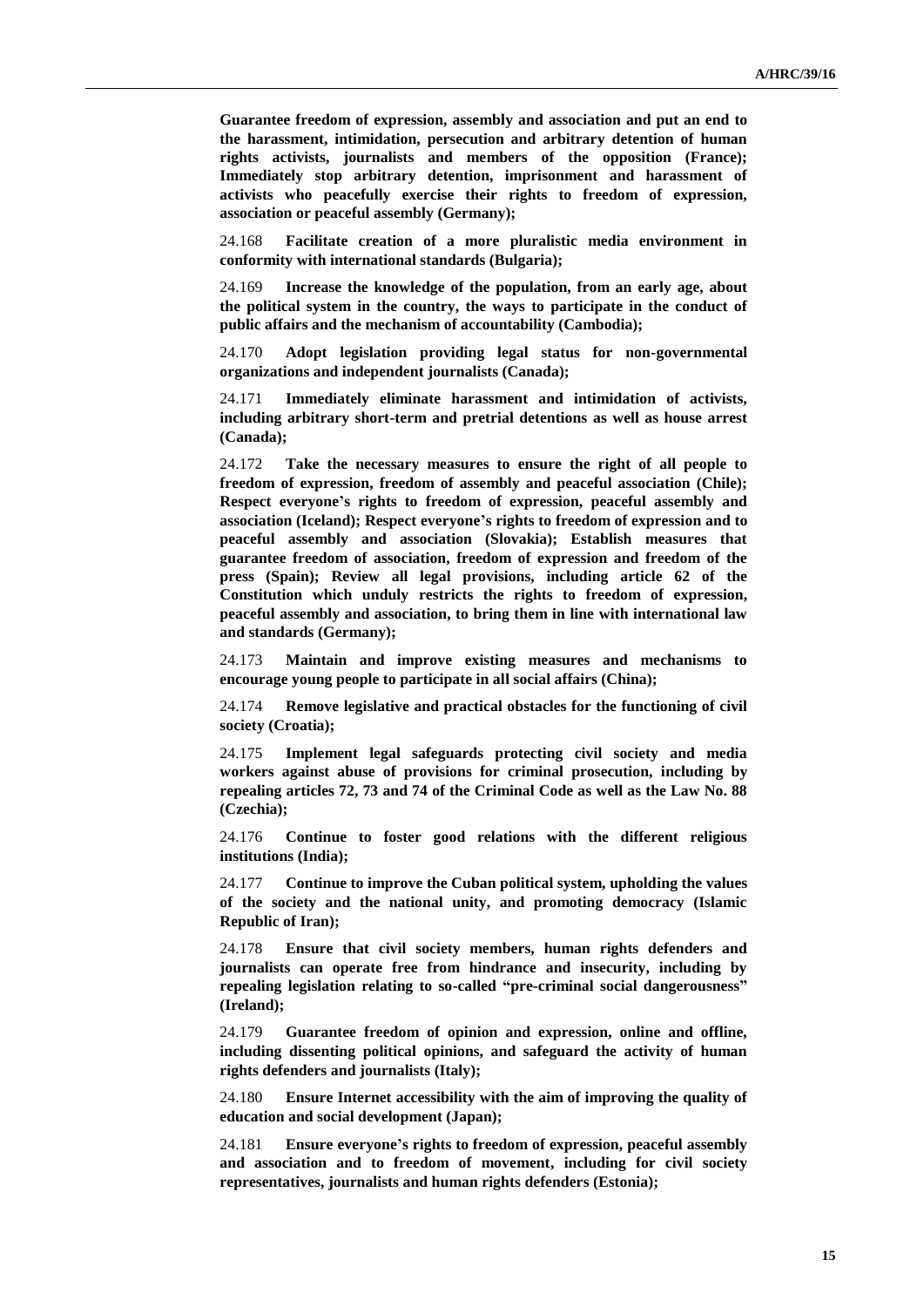**Guarantee freedom of expression, assembly and association and put an end to the harassment, intimidation, persecution and arbitrary detention of human rights activists, journalists and members of the opposition (France); Immediately stop arbitrary detention, imprisonment and harassment of activists who peacefully exercise their rights to freedom of expression, association or peaceful assembly (Germany);**

24.168 **Facilitate creation of a more pluralistic media environment in conformity with international standards (Bulgaria);**

24.169 **Increase the knowledge of the population, from an early age, about the political system in the country, the ways to participate in the conduct of public affairs and the mechanism of accountability (Cambodia);**

24.170 **Adopt legislation providing legal status for non-governmental organizations and independent journalists (Canada);**

24.171 **Immediately eliminate harassment and intimidation of activists, including arbitrary short-term and pretrial detentions as well as house arrest (Canada);**

24.172 **Take the necessary measures to ensure the right of all people to freedom of expression, freedom of assembly and peaceful association (Chile); Respect everyone's rights to freedom of expression, peaceful assembly and association (Iceland); Respect everyone's rights to freedom of expression and to peaceful assembly and association (Slovakia); Establish measures that guarantee freedom of association, freedom of expression and freedom of the press (Spain); Review all legal provisions, including article 62 of the Constitution which unduly restricts the rights to freedom of expression, peaceful assembly and association, to bring them in line with international law and standards (Germany);**

24.173 **Maintain and improve existing measures and mechanisms to encourage young people to participate in all social affairs (China);**

24.174 **Remove legislative and practical obstacles for the functioning of civil society (Croatia);**

24.175 **Implement legal safeguards protecting civil society and media workers against abuse of provisions for criminal prosecution, including by repealing articles 72, 73 and 74 of the Criminal Code as well as the Law No. 88 (Czechia);**

24.176 **Continue to foster good relations with the different religious institutions (India);**

24.177 **Continue to improve the Cuban political system, upholding the values of the society and the national unity, and promoting democracy (Islamic Republic of Iran);**

24.178 **Ensure that civil society members, human rights defenders and journalists can operate free from hindrance and insecurity, including by repealing legislation relating to so-called "pre-criminal social dangerousness" (Ireland);**

24.179 **Guarantee freedom of opinion and expression, online and offline, including dissenting political opinions, and safeguard the activity of human rights defenders and journalists (Italy);**

24.180 **Ensure Internet accessibility with the aim of improving the quality of education and social development (Japan);**

24.181 **Ensure everyone's rights to freedom of expression, peaceful assembly and association and to freedom of movement, including for civil society representatives, journalists and human rights defenders (Estonia);**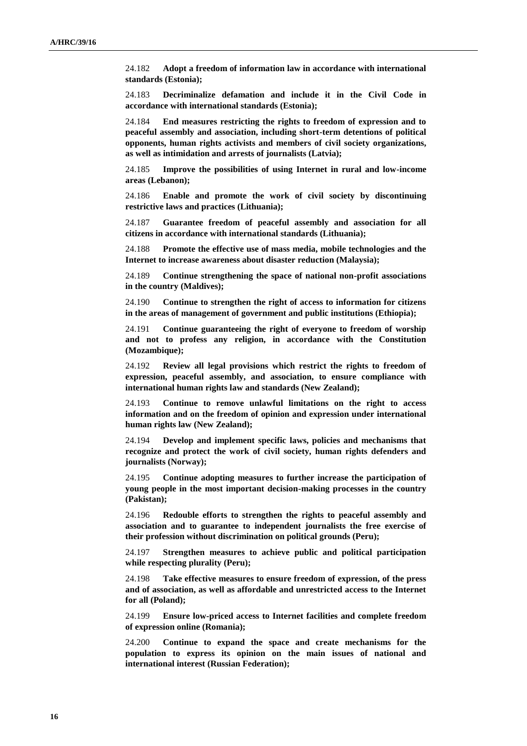24.182 **Adopt a freedom of information law in accordance with international standards (Estonia);**

24.183 **Decriminalize defamation and include it in the Civil Code in accordance with international standards (Estonia);**

24.184 **End measures restricting the rights to freedom of expression and to peaceful assembly and association, including short-term detentions of political opponents, human rights activists and members of civil society organizations, as well as intimidation and arrests of journalists (Latvia);**

24.185 **Improve the possibilities of using Internet in rural and low-income areas (Lebanon);**

24.186 **Enable and promote the work of civil society by discontinuing restrictive laws and practices (Lithuania);**

24.187 **Guarantee freedom of peaceful assembly and association for all citizens in accordance with international standards (Lithuania);**

24.188 **Promote the effective use of mass media, mobile technologies and the Internet to increase awareness about disaster reduction (Malaysia);**

24.189 **Continue strengthening the space of national non-profit associations in the country (Maldives);**

24.190 **Continue to strengthen the right of access to information for citizens in the areas of management of government and public institutions (Ethiopia);**

24.191 **Continue guaranteeing the right of everyone to freedom of worship and not to profess any religion, in accordance with the Constitution (Mozambique);**

24.192 **Review all legal provisions which restrict the rights to freedom of expression, peaceful assembly, and association, to ensure compliance with international human rights law and standards (New Zealand);**

24.193 **Continue to remove unlawful limitations on the right to access information and on the freedom of opinion and expression under international human rights law (New Zealand);**

24.194 **Develop and implement specific laws, policies and mechanisms that recognize and protect the work of civil society, human rights defenders and journalists (Norway);**

24.195 **Continue adopting measures to further increase the participation of young people in the most important decision-making processes in the country (Pakistan);**

24.196 **Redouble efforts to strengthen the rights to peaceful assembly and association and to guarantee to independent journalists the free exercise of their profession without discrimination on political grounds (Peru);**

24.197 **Strengthen measures to achieve public and political participation while respecting plurality (Peru);**

24.198 **Take effective measures to ensure freedom of expression, of the press and of association, as well as affordable and unrestricted access to the Internet for all (Poland);**

24.199 **Ensure low-priced access to Internet facilities and complete freedom of expression online (Romania);**

24.200 **Continue to expand the space and create mechanisms for the population to express its opinion on the main issues of national and international interest (Russian Federation);**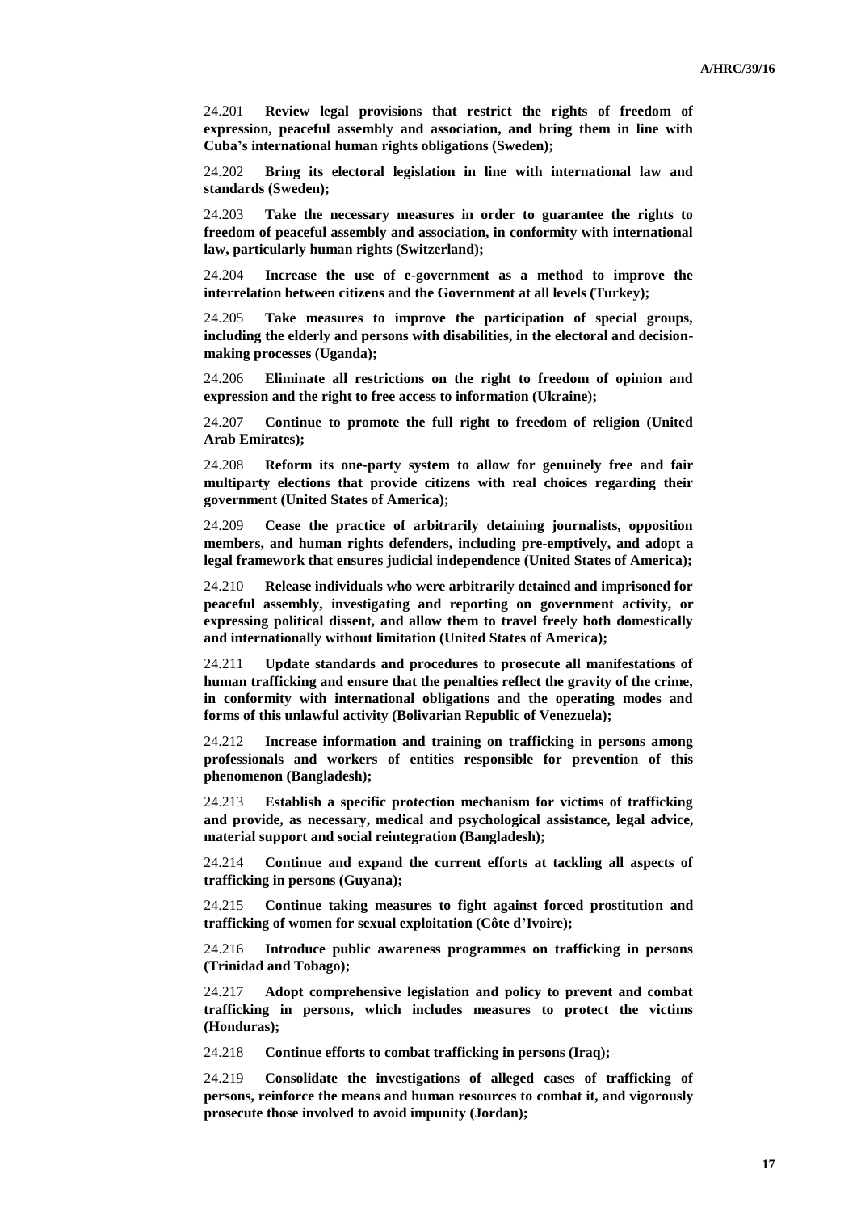24.201 **Review legal provisions that restrict the rights of freedom of expression, peaceful assembly and association, and bring them in line with Cuba's international human rights obligations (Sweden);**

24.202 **Bring its electoral legislation in line with international law and standards (Sweden);**

24.203 **Take the necessary measures in order to guarantee the rights to freedom of peaceful assembly and association, in conformity with international law, particularly human rights (Switzerland);**

24.204 **Increase the use of e-government as a method to improve the interrelation between citizens and the Government at all levels (Turkey);**

24.205 **Take measures to improve the participation of special groups, including the elderly and persons with disabilities, in the electoral and decision-making processes (Uganda);**

24.206 **Eliminate all restrictions on the right to freedom of opinion and expression and the right to free access to information (Ukraine);**

24.207 **Continue to promote the full right to freedom of religion (United Arab Emirates);**

24.208 **Reform its one-party system to allow for genuinely free and fair multiparty elections that provide citizens with real choices regarding their government (United States of America);**

24.209 **Cease the practice of arbitrarily detaining journalists, opposition members, and human rights defenders, including pre-emptively, and adopt a legal framework that ensures judicial independence (United States of America);**

24.210 **Release individuals who were arbitrarily detained and imprisoned for peaceful assembly, investigating and reporting on government activity, or expressing political dissent, and allow them to travel freely both domestically and internationally without limitation (United States of America);**

24.211 **Update standards and procedures to prosecute all manifestations of human trafficking and ensure that the penalties reflect the gravity of the crime, in conformity with international obligations and the operating modes and forms of this unlawful activity (Bolivarian Republic of Venezuela);**

24.212 **Increase information and training on trafficking in persons among professionals and workers of entities responsible for prevention of this phenomenon (Bangladesh);**

24.213 **Establish a specific protection mechanism for victims of trafficking and provide, as necessary, medical and psychological assistance, legal advice, material support and social reintegration (Bangladesh);**

24.214 **Continue and expand the current efforts at tackling all aspects of trafficking in persons (Guyana);**

24.215 **Continue taking measures to fight against forced prostitution and trafficking of women for sexual exploitation (Côte d'Ivoire);**

24.216 **Introduce public awareness programmes on trafficking in persons (Trinidad and Tobago);**

24.217 **Adopt comprehensive legislation and policy to prevent and combat trafficking in persons, which includes measures to protect the victims (Honduras);**

24.218 **Continue efforts to combat trafficking in persons (Iraq);**

24.219 **Consolidate the investigations of alleged cases of trafficking of persons, reinforce the means and human resources to combat it, and vigorously prosecute those involved to avoid impunity (Jordan);**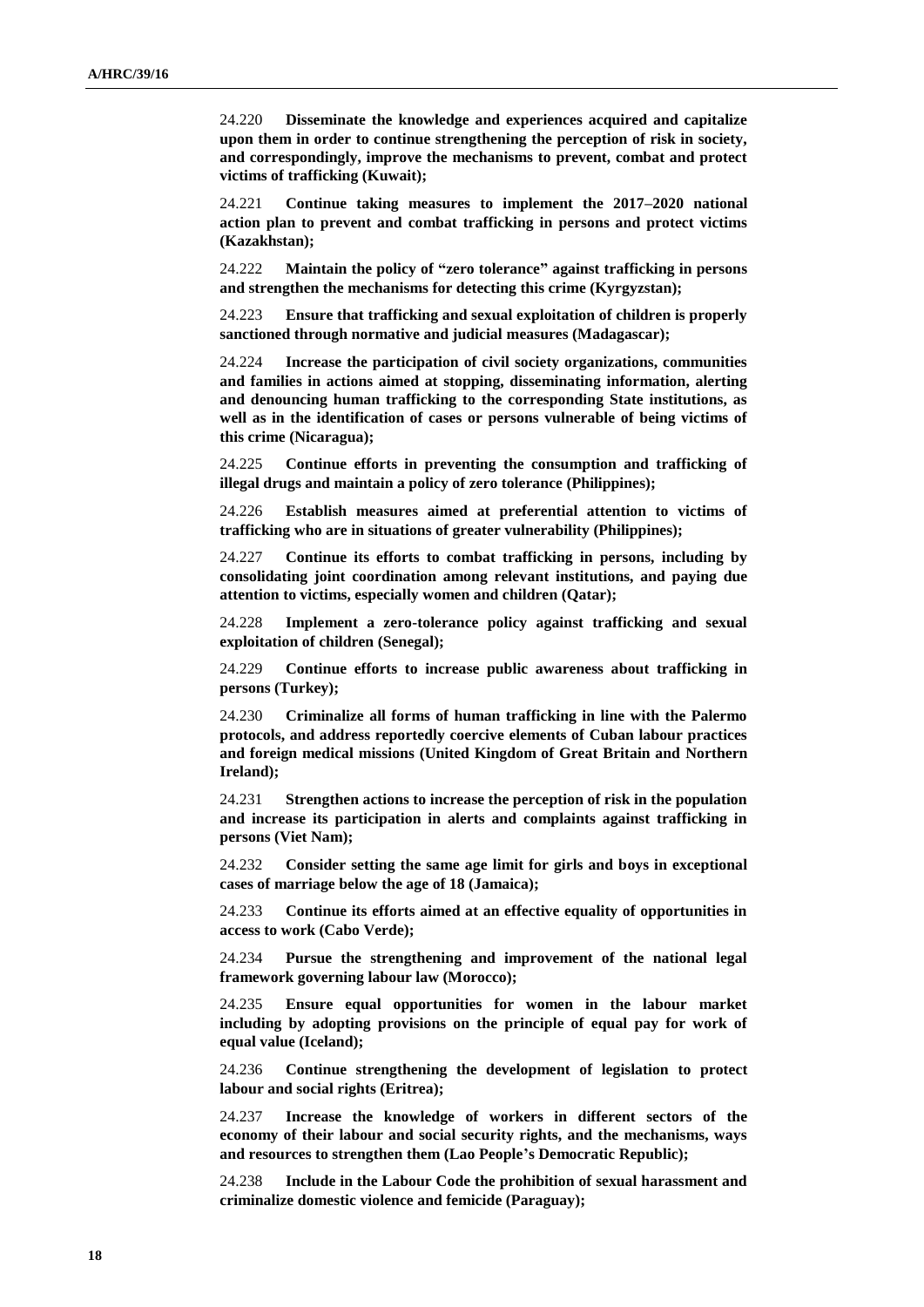24.220 **Disseminate the knowledge and experiences acquired and capitalize upon them in order to continue strengthening the perception of risk in society, and correspondingly, improve the mechanisms to prevent, combat and protect victims of trafficking (Kuwait);**

24.221 **Continue taking measures to implement the 2017–2020 national action plan to prevent and combat trafficking in persons and protect victims (Kazakhstan);**

24.222 **Maintain the policy of "zero tolerance" against trafficking in persons and strengthen the mechanisms for detecting this crime (Kyrgyzstan);**

24.223 **Ensure that trafficking and sexual exploitation of children is properly sanctioned through normative and judicial measures (Madagascar);**

24.224 **Increase the participation of civil society organizations, communities and families in actions aimed at stopping, disseminating information, alerting and denouncing human trafficking to the corresponding State institutions, as well as in the identification of cases or persons vulnerable of being victims of this crime (Nicaragua);**

24.225 **Continue efforts in preventing the consumption and trafficking of illegal drugs and maintain a policy of zero tolerance (Philippines);**

24.226 **Establish measures aimed at preferential attention to victims of trafficking who are in situations of greater vulnerability (Philippines);**

24.227 **Continue its efforts to combat trafficking in persons, including by consolidating joint coordination among relevant institutions, and paying due attention to victims, especially women and children (Qatar);**

24.228 **Implement a zero-tolerance policy against trafficking and sexual exploitation of children (Senegal);**

24.229 **Continue efforts to increase public awareness about trafficking in persons (Turkey);**

24.230 **Criminalize all forms of human trafficking in line with the Palermo protocols, and address reportedly coercive elements of Cuban labour practices and foreign medical missions (United Kingdom of Great Britain and Northern Ireland);**

24.231 **Strengthen actions to increase the perception of risk in the population and increase its participation in alerts and complaints against trafficking in persons (Viet Nam);**

24.232 **Consider setting the same age limit for girls and boys in exceptional cases of marriage below the age of 18 (Jamaica);**

24.233 **Continue its efforts aimed at an effective equality of opportunities in access to work (Cabo Verde);**

24.234 **Pursue the strengthening and improvement of the national legal framework governing labour law (Morocco);**

24.235 **Ensure equal opportunities for women in the labour market including by adopting provisions on the principle of equal pay for work of equal value (Iceland);**

24.236 **Continue strengthening the development of legislation to protect labour and social rights (Eritrea);**

24.237 **Increase the knowledge of workers in different sectors of the economy of their labour and social security rights, and the mechanisms, ways and resources to strengthen them (Lao People's Democratic Republic);**

24.238 **Include in the Labour Code the prohibition of sexual harassment and criminalize domestic violence and femicide (Paraguay);**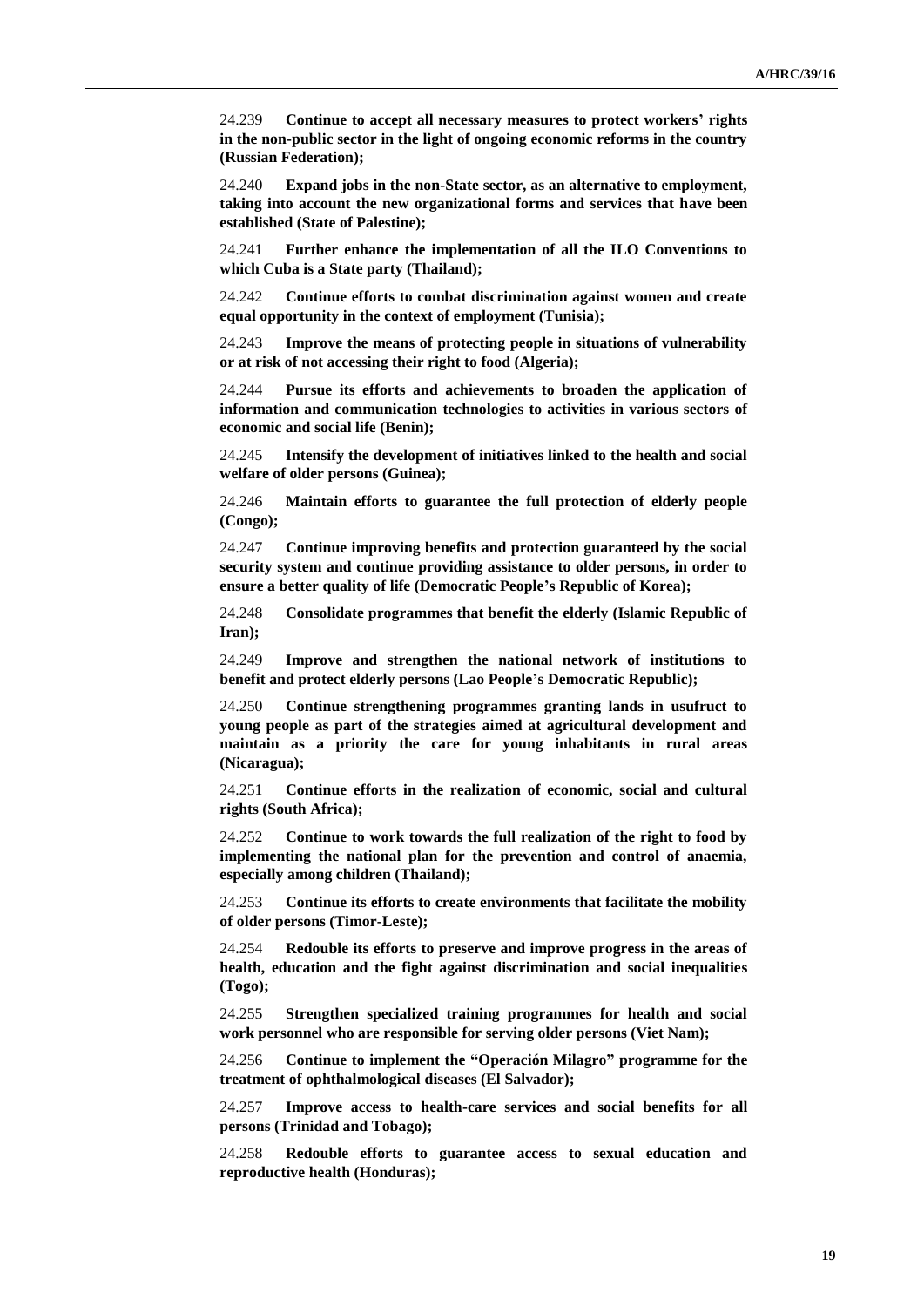24.239 **Continue to accept all necessary measures to protect workers' rights in the non-public sector in the light of ongoing economic reforms in the country (Russian Federation);**

24.240 **Expand jobs in the non-State sector, as an alternative to employment, taking into account the new organizational forms and services that have been established (State of Palestine);**

24.241 **Further enhance the implementation of all the ILO Conventions to which Cuba is a State party (Thailand);**

24.242 **Continue efforts to combat discrimination against women and create equal opportunity in the context of employment (Tunisia);**

24.243 **Improve the means of protecting people in situations of vulnerability or at risk of not accessing their right to food (Algeria);**

24.244 **Pursue its efforts and achievements to broaden the application of information and communication technologies to activities in various sectors of economic and social life (Benin);**

24.245 **Intensify the development of initiatives linked to the health and social welfare of older persons (Guinea);**

24.246 **Maintain efforts to guarantee the full protection of elderly people (Congo);**

24.247 **Continue improving benefits and protection guaranteed by the social security system and continue providing assistance to older persons, in order to ensure a better quality of life (Democratic People's Republic of Korea);**

24.248 **Consolidate programmes that benefit the elderly (Islamic Republic of Iran);**

24.249 **Improve and strengthen the national network of institutions to benefit and protect elderly persons (Lao People's Democratic Republic);**

24.250 **Continue strengthening programmes granting lands in usufruct to young people as part of the strategies aimed at agricultural development and maintain as a priority the care for young inhabitants in rural areas (Nicaragua);**

24.251 **Continue efforts in the realization of economic, social and cultural rights (South Africa);**

24.252 **Continue to work towards the full realization of the right to food by implementing the national plan for the prevention and control of anaemia, especially among children (Thailand);**

24.253 **Continue its efforts to create environments that facilitate the mobility of older persons (Timor-Leste);**

24.254 **Redouble its efforts to preserve and improve progress in the areas of health, education and the fight against discrimination and social inequalities (Togo);**

24.255 **Strengthen specialized training programmes for health and social work personnel who are responsible for serving older persons (Viet Nam);**

24.256 **Continue to implement the "Operación Milagro" programme for the treatment of ophthalmological diseases (El Salvador);**

24.257 **Improve access to health-care services and social benefits for all persons (Trinidad and Tobago);**

24.258 **Redouble efforts to guarantee access to sexual education and reproductive health (Honduras);**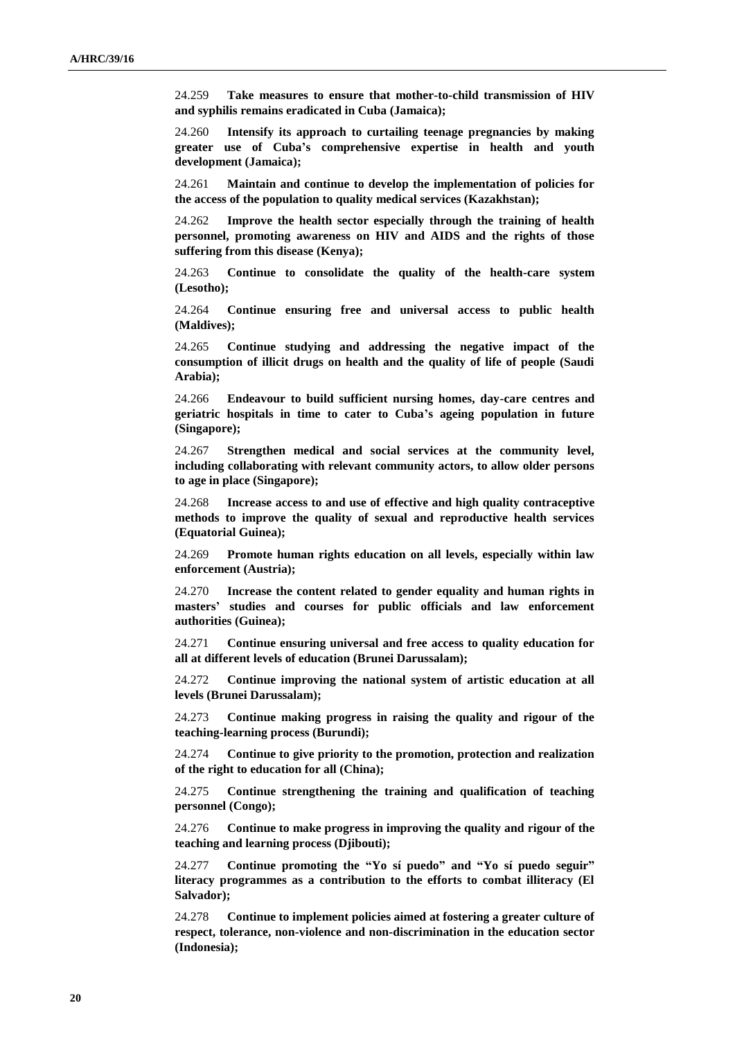24.259 **Take measures to ensure that mother-to-child transmission of HIV and syphilis remains eradicated in Cuba (Jamaica);**

24.260 **Intensify its approach to curtailing teenage pregnancies by making greater use of Cuba's comprehensive expertise in health and youth development (Jamaica);**

24.261 **Maintain and continue to develop the implementation of policies for the access of the population to quality medical services (Kazakhstan);**

24.262 **Improve the health sector especially through the training of health personnel, promoting awareness on HIV and AIDS and the rights of those suffering from this disease (Kenya);**

24.263 **Continue to consolidate the quality of the health-care system (Lesotho);**

24.264 **Continue ensuring free and universal access to public health (Maldives);**

24.265 **Continue studying and addressing the negative impact of the consumption of illicit drugs on health and the quality of life of people (Saudi Arabia);**

24.266 **Endeavour to build sufficient nursing homes, day-care centres and geriatric hospitals in time to cater to Cuba's ageing population in future (Singapore);**

24.267 **Strengthen medical and social services at the community level, including collaborating with relevant community actors, to allow older persons to age in place (Singapore);**

24.268 **Increase access to and use of effective and high quality contraceptive methods to improve the quality of sexual and reproductive health services (Equatorial Guinea);**

24.269 **Promote human rights education on all levels, especially within law enforcement (Austria);**

24.270 **Increase the content related to gender equality and human rights in masters' studies and courses for public officials and law enforcement authorities (Guinea);**

24.271 **Continue ensuring universal and free access to quality education for all at different levels of education (Brunei Darussalam);**

24.272 **Continue improving the national system of artistic education at all levels (Brunei Darussalam);**

24.273 **Continue making progress in raising the quality and rigour of the teaching-learning process (Burundi);**

24.274 **Continue to give priority to the promotion, protection and realization of the right to education for all (China);**

24.275 **Continue strengthening the training and qualification of teaching personnel (Congo);**

24.276 **Continue to make progress in improving the quality and rigour of the teaching and learning process (Djibouti);**

24.277 **Continue promoting the "Yo sí puedo" and "Yo sí puedo seguir" literacy programmes as a contribution to the efforts to combat illiteracy (El Salvador);**

24.278 **Continue to implement policies aimed at fostering a greater culture of respect, tolerance, non-violence and non-discrimination in the education sector (Indonesia);**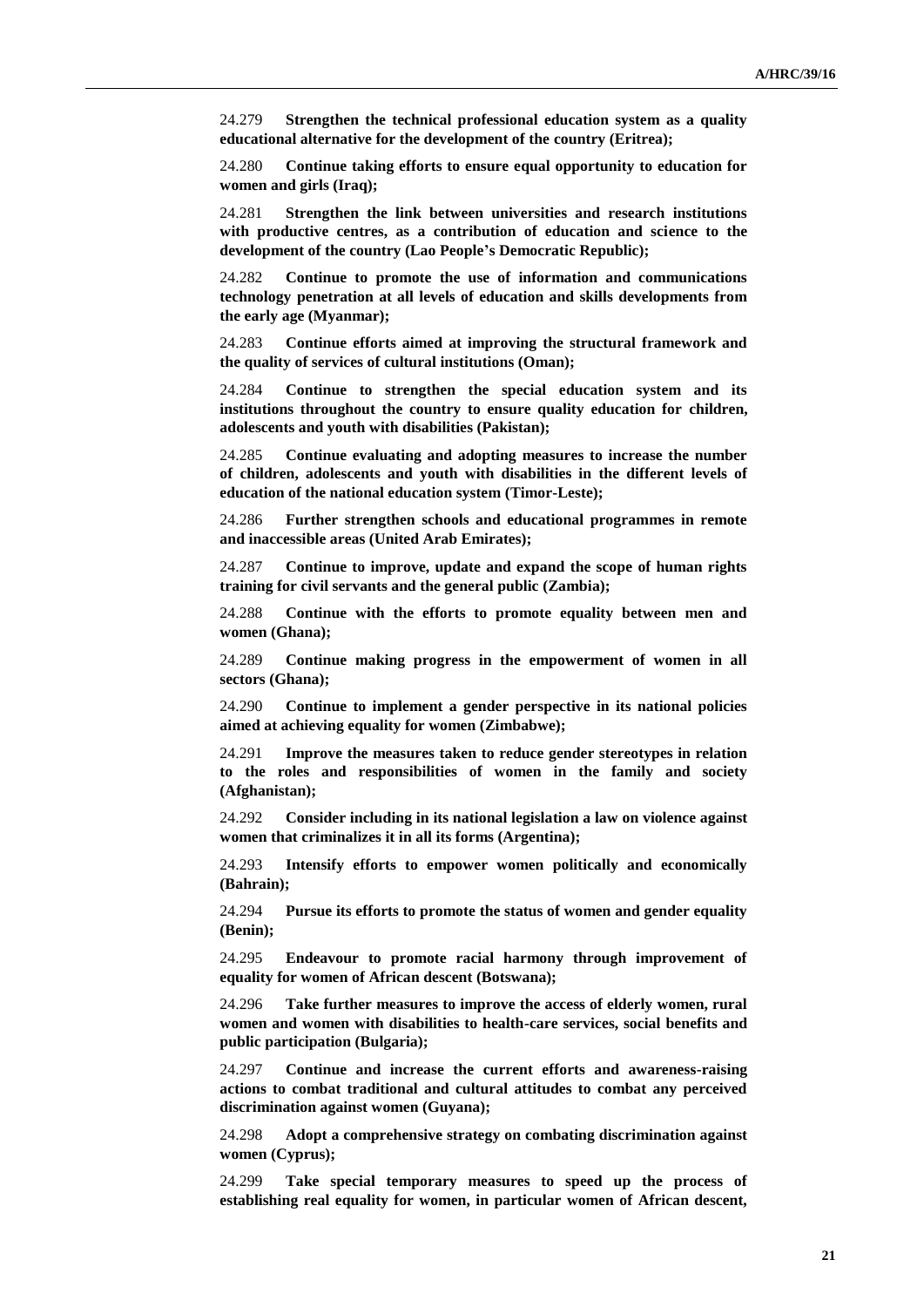24.279 **Strengthen the technical professional education system as a quality educational alternative for the development of the country (Eritrea);**

24.280 **Continue taking efforts to ensure equal opportunity to education for women and girls (Iraq);**

24.281 **Strengthen the link between universities and research institutions with productive centres, as a contribution of education and science to the development of the country (Lao People's Democratic Republic);**

24.282 **Continue to promote the use of information and communications technology penetration at all levels of education and skills developments from the early age (Myanmar);**

24.283 **Continue efforts aimed at improving the structural framework and the quality of services of cultural institutions (Oman);**

24.284 **Continue to strengthen the special education system and its institutions throughout the country to ensure quality education for children, adolescents and youth with disabilities (Pakistan);**

24.285 **Continue evaluating and adopting measures to increase the number of children, adolescents and youth with disabilities in the different levels of education of the national education system (Timor-Leste);**

24.286 **Further strengthen schools and educational programmes in remote and inaccessible areas (United Arab Emirates);**

24.287 **Continue to improve, update and expand the scope of human rights training for civil servants and the general public (Zambia);**

24.288 **Continue with the efforts to promote equality between men and women (Ghana);**

24.289 **Continue making progress in the empowerment of women in all sectors (Ghana);**

24.290 **Continue to implement a gender perspective in its national policies aimed at achieving equality for women (Zimbabwe);**

24.291 **Improve the measures taken to reduce gender stereotypes in relation to the roles and responsibilities of women in the family and society (Afghanistan);**

24.292 **Consider including in its national legislation a law on violence against women that criminalizes it in all its forms (Argentina);**

24.293 **Intensify efforts to empower women politically and economically (Bahrain);**

24.294 **Pursue its efforts to promote the status of women and gender equality (Benin);**

24.295 **Endeavour to promote racial harmony through improvement of equality for women of African descent (Botswana);**

24.296 **Take further measures to improve the access of elderly women, rural women and women with disabilities to health-care services, social benefits and public participation (Bulgaria);**

24.297 **Continue and increase the current efforts and awareness-raising actions to combat traditional and cultural attitudes to combat any perceived discrimination against women (Guyana);**

24.298 **Adopt a comprehensive strategy on combating discrimination against women (Cyprus);**

24.299 **Take special temporary measures to speed up the process of establishing real equality for women, in particular women of African descent,**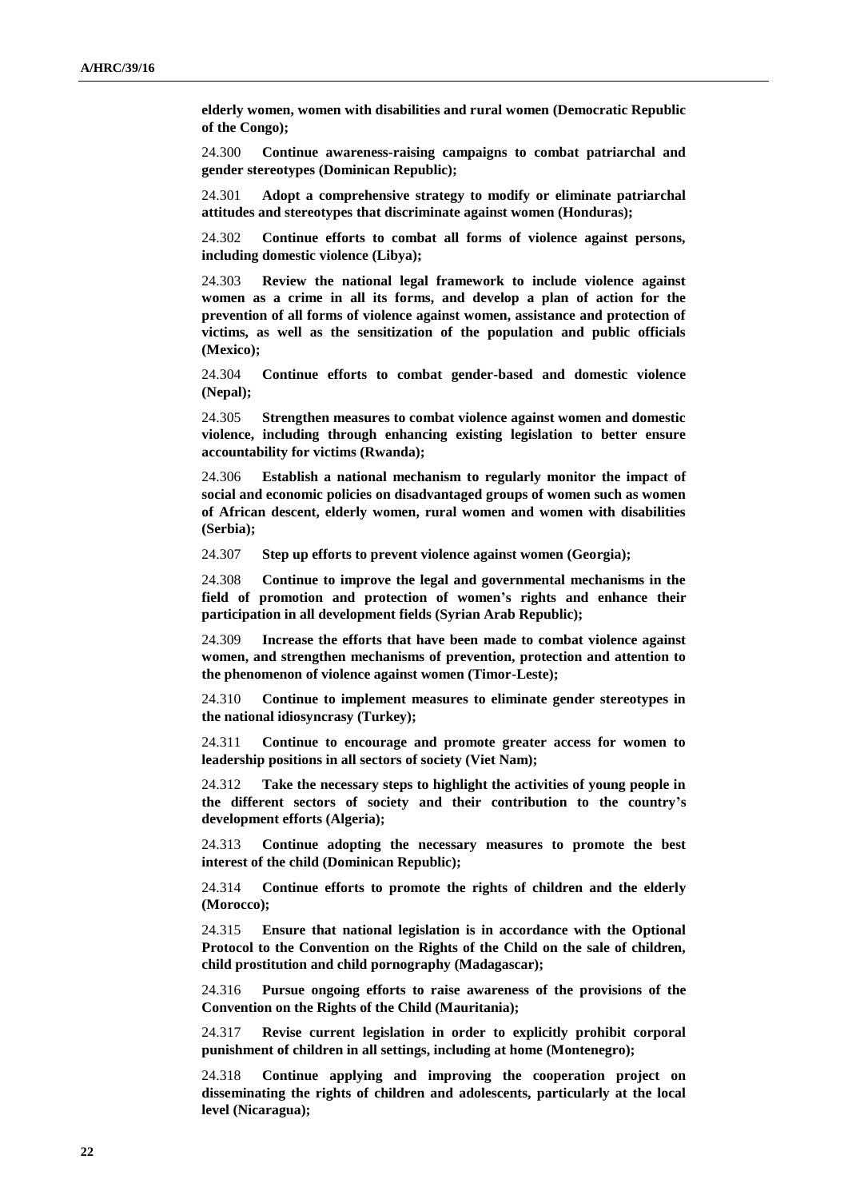**elderly women, women with disabilities and rural women (Democratic Republic of the Congo);**

24.300 **Continue awareness-raising campaigns to combat patriarchal and gender stereotypes (Dominican Republic);**

24.301 **Adopt a comprehensive strategy to modify or eliminate patriarchal attitudes and stereotypes that discriminate against women (Honduras);**

24.302 **Continue efforts to combat all forms of violence against persons, including domestic violence (Libya);**

24.303 **Review the national legal framework to include violence against women as a crime in all its forms, and develop a plan of action for the prevention of all forms of violence against women, assistance and protection of victims, as well as the sensitization of the population and public officials (Mexico);**

24.304 **Continue efforts to combat gender-based and domestic violence (Nepal);**

24.305 **Strengthen measures to combat violence against women and domestic violence, including through enhancing existing legislation to better ensure accountability for victims (Rwanda);**

24.306 **Establish a national mechanism to regularly monitor the impact of social and economic policies on disadvantaged groups of women such as women of African descent, elderly women, rural women and women with disabilities (Serbia);**

24.307 **Step up efforts to prevent violence against women (Georgia);**

24.308 **Continue to improve the legal and governmental mechanisms in the field of promotion and protection of women's rights and enhance their participation in all development fields (Syrian Arab Republic);**

24.309 **Increase the efforts that have been made to combat violence against women, and strengthen mechanisms of prevention, protection and attention to the phenomenon of violence against women (Timor-Leste);**

24.310 **Continue to implement measures to eliminate gender stereotypes in the national idiosyncrasy (Turkey);**

24.311 **Continue to encourage and promote greater access for women to leadership positions in all sectors of society (Viet Nam);**

24.312 **Take the necessary steps to highlight the activities of young people in the different sectors of society and their contribution to the country's development efforts (Algeria);**

24.313 **Continue adopting the necessary measures to promote the best interest of the child (Dominican Republic);**

24.314 **Continue efforts to promote the rights of children and the elderly (Morocco);**

24.315 **Ensure that national legislation is in accordance with the Optional Protocol to the Convention on the Rights of the Child on the sale of children, child prostitution and child pornography (Madagascar);**

24.316 **Pursue ongoing efforts to raise awareness of the provisions of the Convention on the Rights of the Child (Mauritania);**

24.317 **Revise current legislation in order to explicitly prohibit corporal punishment of children in all settings, including at home (Montenegro);**

24.318 **Continue applying and improving the cooperation project on disseminating the rights of children and adolescents, particularly at the local level (Nicaragua);**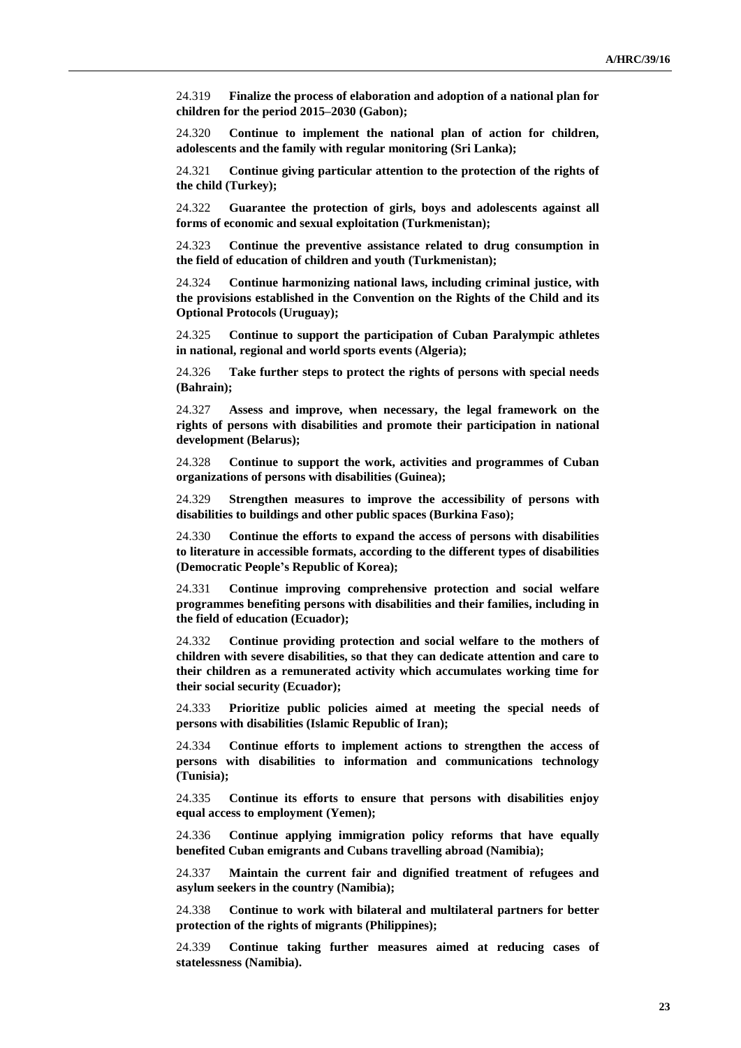24.319 **Finalize the process of elaboration and adoption of a national plan for children for the period 2015–2030 (Gabon);**

24.320 **Continue to implement the national plan of action for children, adolescents and the family with regular monitoring (Sri Lanka);**

24.321 **Continue giving particular attention to the protection of the rights of the child (Turkey);**

24.322 **Guarantee the protection of girls, boys and adolescents against all forms of economic and sexual exploitation (Turkmenistan);**

24.323 **Continue the preventive assistance related to drug consumption in the field of education of children and youth (Turkmenistan);**

24.324 **Continue harmonizing national laws, including criminal justice, with the provisions established in the Convention on the Rights of the Child and its Optional Protocols (Uruguay);**

24.325 **Continue to support the participation of Cuban Paralympic athletes in national, regional and world sports events (Algeria);**

24.326 **Take further steps to protect the rights of persons with special needs (Bahrain);**

24.327 **Assess and improve, when necessary, the legal framework on the rights of persons with disabilities and promote their participation in national development (Belarus);**

24.328 **Continue to support the work, activities and programmes of Cuban organizations of persons with disabilities (Guinea);**

24.329 **Strengthen measures to improve the accessibility of persons with disabilities to buildings and other public spaces (Burkina Faso);**

24.330 **Continue the efforts to expand the access of persons with disabilities to literature in accessible formats, according to the different types of disabilities (Democratic People's Republic of Korea);**

24.331 **Continue improving comprehensive protection and social welfare programmes benefiting persons with disabilities and their families, including in the field of education (Ecuador);**

24.332 **Continue providing protection and social welfare to the mothers of children with severe disabilities, so that they can dedicate attention and care to their children as a remunerated activity which accumulates working time for their social security (Ecuador);**

24.333 **Prioritize public policies aimed at meeting the special needs of persons with disabilities (Islamic Republic of Iran);**

24.334 **Continue efforts to implement actions to strengthen the access of persons with disabilities to information and communications technology (Tunisia);**

24.335 **Continue its efforts to ensure that persons with disabilities enjoy equal access to employment (Yemen);**

24.336 **Continue applying immigration policy reforms that have equally benefited Cuban emigrants and Cubans travelling abroad (Namibia);**

24.337 **Maintain the current fair and dignified treatment of refugees and asylum seekers in the country (Namibia);**

24.338 **Continue to work with bilateral and multilateral partners for better protection of the rights of migrants (Philippines);**

24.339 **Continue taking further measures aimed at reducing cases of statelessness (Namibia).**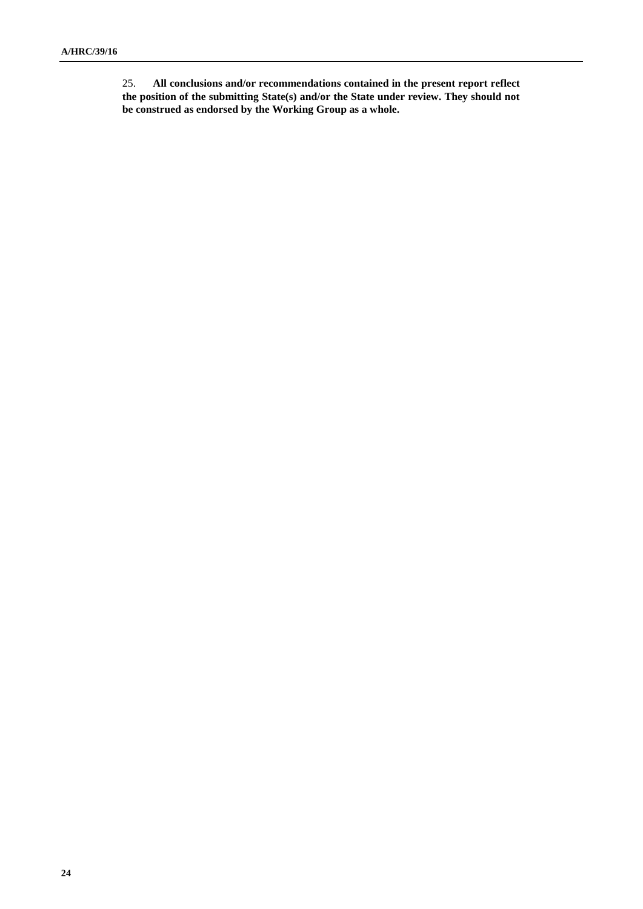25. **All conclusions and/or recommendations contained in the present report reflect the position of the submitting State(s) and/or the State under review. They should not be construed as endorsed by the Working Group as a whole.**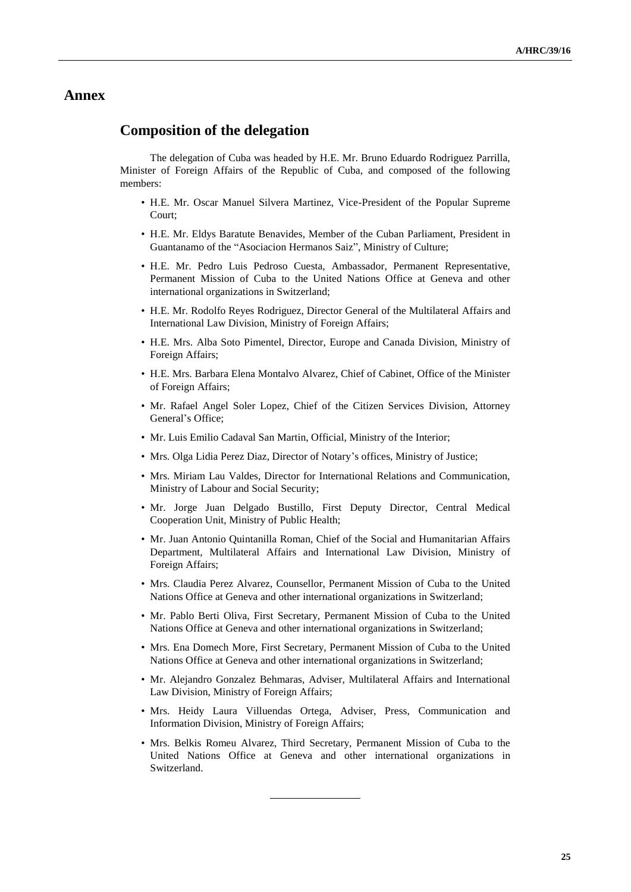# Annex

## Composition of the delegation

The delegation of Cuba was headed by H.E. Mr. Bruno Eduardo Rodriguez Parrilla, Minister of Foreign Affairs of the Republic of Cuba, and composed of the following members:

- H.E. Mr. Oscar Manuel Silvera Martinez, Vice-President of the Popular Supreme Court;
- H.E. Mr. Eldys Baratute Benavides, Member of the Cuban Parliament, President in Guantanamo of the "Asociacion Hermanos Saiz", Ministry of Culture;
- H.E. Mr. Pedro Luis Pedroso Cuesta, Ambassador, Permanent Representative, Permanent Mission of Cuba to the United Nations Office at Geneva and other international organizations in Switzerland;
- H.E. Mr. Rodolfo Reyes Rodriguez, Director General of the Multilateral Affairs and International Law Division, Ministry of Foreign Affairs;
- H.E. Mrs. Alba Soto Pimentel, Director, Europe and Canada Division, Ministry of Foreign Affairs;
- H.E. Mrs. Barbara Elena Montalvo Alvarez, Chief of Cabinet, Office of the Minister of Foreign Affairs;
- Mr. Rafael Angel Soler Lopez, Chief of the Citizen Services Division, Attorney General's Office;
- Mr. Luis Emilio Cadaval San Martin, Official, Ministry of the Interior;
- Mrs. Olga Lidia Perez Diaz, Director of Notary's offices, Ministry of Justice;
- Mrs. Miriam Lau Valdes, Director for International Relations and Communication, Ministry of Labour and Social Security;
- Mr. Jorge Juan Delgado Bustillo, First Deputy Director, Central Medical Cooperation Unit, Ministry of Public Health;
- Mr. Juan Antonio Quintanilla Roman, Chief of the Social and Humanitarian Affairs Department, Multilateral Affairs and International Law Division, Ministry of Foreign Affairs;
- Mrs. Claudia Perez Alvarez, Counsellor, Permanent Mission of Cuba to the United Nations Office at Geneva and other international organizations in Switzerland;
- Mr. Pablo Berti Oliva, First Secretary, Permanent Mission of Cuba to the United Nations Office at Geneva and other international organizations in Switzerland;
- Mrs. Ena Domech More, First Secretary, Permanent Mission of Cuba to the United Nations Office at Geneva and other international organizations in Switzerland;
- Mr. Alejandro Gonzalez Behmaras, Adviser, Multilateral Affairs and International Law Division, Ministry of Foreign Affairs;
- Mrs. Heidy Laura Villuendas Ortega, Adviser, Press, Communication and Information Division, Ministry of Foreign Affairs;
- Mrs. Belkis Romeu Alvarez, Third Secretary, Permanent Mission of Cuba to the United Nations Office at Geneva and other international organizations in Switzerland.